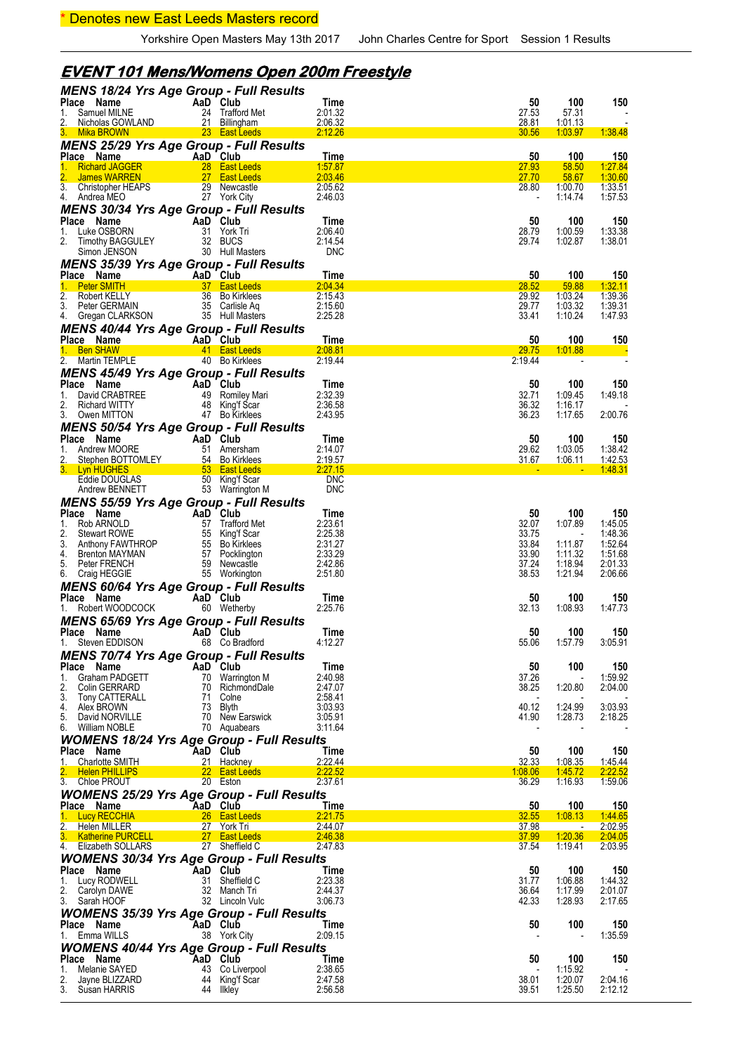\* Denotes new East Leeds Masters record

Yorkshire Open Masters May 13th 2017 John Charles Centre for Sport Session 1 Results

## EVENT 101 Mens/Womens Open 200m Freestyle

### MENS 18/24 Yrs Age Group - Full Results

| Place | Name | AaD | Club | Time | 50 | 100 | 150 |
|---|---|---|---|---|---|---|---|
| 1. | Samuel MILNE | 24 | Trafford Met | 2:01.32 | 27.53 | 57.31 | - |
| 2. | Nicholas GOWLAND | 21 | Billingham | 2:06.32 | 28.81 | 1:01.13 | - |
| 3. | Mika BROWN | 23 | East Leeds | 2:12.26 | 30.56 | 1:03.97 | 1:38.48 |

### MENS 25/29 Yrs Age Group - Full Results

| Place | Name | AaD | Club | Time | 50 | 100 | 150 |
|---|---|---|---|---|---|---|---|
| 1. | Richard JAGGER | 28 | East Leeds | 1:57.87 | 27.93 | 58.50 | 1:27.84 |
| 2. | James WARREN | 27 | East Leeds | 2:03.46 | 27.70 | 58.67 | 1:30.60 |
| 3. | Christopher HEAPS | 29 | Newcastle | 2:05.62 | 28.80 | 1:00.70 | 1:33.51 |
| 4. | Andrea MEO | 27 | York City | 2:46.03 | - | 1:14.74 | 1:57.53 |

### MENS 30/34 Yrs Age Group - Full Results

| Place | Name | AaD | Club | Time | 50 | 100 | 150 |
|---|---|---|---|---|---|---|---|
| 1. | Luke OSBORN | 31 | York Tri | 2:06.40 | 28.79 | 1:00.59 | 1:33.38 |
| 2. | Timothy BAGGULEY | 32 | BUCS | 2:14.54 | 29.74 | 1:02.87 | 1:38.01 |
| | Simon JENSON | 30 | Hull Masters | DNC | | | |

### MENS 35/39 Yrs Age Group - Full Results

| Place | Name | AaD | Club | Time | 50 | 100 | 150 |
|---|---|---|---|---|---|---|---|
| 1. | Peter SMITH | 37 | East Leeds | 2:04.34 | 28.52 | 59.88 | 1:32.11 |
| 2. | Robert KELLY | 36 | Bo Kirklees | 2:15.43 | 29.92 | 1:03.24 | 1:39.36 |
| 3. | Peter GERMAIN | 35 | Carlisle Aq | 2:15.60 | 29.77 | 1:03.32 | 1:39.31 |
| 4. | Gregan CLARKSON | 35 | Hull Masters | 2:25.28 | 33.41 | 1:10.24 | 1:47.93 |

### MENS 40/44 Yrs Age Group - Full Results

| Place | Name | AaD | Club | Time | 50 | 100 | 150 |
|---|---|---|---|---|---|---|---|
| 1. | Ben SHAW | 41 | East Leeds | 2:08.81 | 29.75 | 1:01.88 | - |
| 2. | Martin TEMPLE | 40 | Bo Kirklees | 2:19.44 | 2:19.44 | - | - |

### MENS 45/49 Yrs Age Group - Full Results

| Place | Name | AaD | Club | Time | 50 | 100 | 150 |
|---|---|---|---|---|---|---|---|
| 1. | David CRABTREE | 49 | Romiley Mari | 2:32.39 | 32.71 | 1:09.45 | 1:49.18 |
| 2. | Richard WITTY | 48 | King'f Scar | 2:36.58 | 36.32 | 1:16.17 | - |
| 3. | Owen MITTON | 47 | Bo Kirklees | 2:43.95 | 36.23 | 1:17.65 | 2:00.76 |

### MENS 50/54 Yrs Age Group - Full Results

| Place | Name | AaD | Club | Time | 50 | 100 | 150 |
|---|---|---|---|---|---|---|---|
| 1. | Andrew MOORE | 51 | Amersham | 2:14.07 | 29.62 | 1:03.05 | 1:38.42 |
| 2. | Stephen BOTTOMLEY | 54 | Bo Kirklees | 2:19.57 | 31.67 | 1:06.11 | 1:42.53 |
| 3. | Lyn HUGHES | 53 | East Leeds | 2:27.15 | - | - | 1:48.31 |
| | Eddie DOUGLAS | 50 | King'f Scar | DNC | | | |
| | Andrew BENNETT | 53 | Warrington M | DNC | | | |

### MENS 55/59 Yrs Age Group - Full Results

| Place | Name | AaD | Club | Time | 50 | 100 | 150 |
|---|---|---|---|---|---|---|---|
| 1. | Rob ARNOLD | 57 | Trafford Met | 2:23.61 | 32.07 | 1:07.89 | 1:45.05 |
| 2. | Stewart ROWE | 55 | King'f Scar | 2:25.38 | 33.75 | - | 1:48.36 |
| 3. | Anthony FAWTHROP | 55 | Bo Kirklees | 2:31.27 | 33.84 | 1:11.87 | 1:52.64 |
| 4. | Brenton MAYMAN | 57 | Pocklington | 2:33.29 | 33.90 | 1:11.32 | 1:51.68 |
| 5. | Peter FRENCH | 59 | Newcastle | 2:42.86 | 37.24 | 1:18.94 | 2:01.33 |
| 6. | Craig HEGGIE | 55 | Workington | 2:51.80 | 38.53 | 1:21.94 | 2:06.66 |

### MENS 60/64 Yrs Age Group - Full Results

| Place | Name | AaD | Club | Time | 50 | 100 | 150 |
|---|---|---|---|---|---|---|---|
| 1. | Robert WOODCOCK | 60 | Wetherby | 2:25.76 | 32.13 | 1:08.93 | 1:47.73 |

### MENS 65/69 Yrs Age Group - Full Results

| Place | Name | AaD | Club | Time | 50 | 100 | 150 |
|---|---|---|---|---|---|---|---|
| 1. | Steven EDDISON | 68 | Co Bradford | 4:12.27 | 55.06 | 1:57.79 | 3:05.91 |

### MENS 70/74 Yrs Age Group - Full Results

| Place | Name | AaD | Club | Time | 50 | 100 | 150 |
|---|---|---|---|---|---|---|---|
| 1. | Graham PADGETT | 70 | Warrington M | 2:40.98 | 37.26 | - | 1:59.92 |
| 2. | Colin GERRARD | 70 | RichmondDale | 2:47.07 | 38.25 | 1:20.80 | 2:04.00 |
| 3. | Tony CATTERALL | 71 | Colne | 2:58.41 | - | - | - |
| 4. | Alex BROWN | 73 | Blyth | 3:03.93 | 40.12 | 1:24.99 | 3:03.93 |
| 5. | David NORVILLE | 70 | New Earswick | 3:05.91 | 41.90 | 1:28.73 | 2:18.25 |
| 6. | William NOBLE | 70 | Aquabears | 3:11.64 | - | - | - |

### WOMENS 18/24 Yrs Age Group - Full Results

| Place | Name | AaD | Club | Time | 50 | 100 | 150 |
|---|---|---|---|---|---|---|---|
| 1. | Charlotte SMITH | 21 | Hackney | 2:22.44 | 32.33 | 1:08.35 | 1:45.44 |
| 2. | Helen PHILLIPS | 22 | East Leeds | 2:22.52 | 1:08.06 | 1:45.72 | 2:22.52 |
| 3. | Chloe PROUT | 20 | Eston | 2:37.61 | 36.29 | 1:16.93 | 1:59.06 |

### WOMENS 25/29 Yrs Age Group - Full Results

| Place | Name | AaD | Club | Time | 50 | 100 | 150 |
|---|---|---|---|---|---|---|---|
| 1. | Lucy RECCHIA | 26 | East Leeds | 2:21.75 | 32.55 | 1:08.13 | 1:44.65 |
| 2. | Helen MILLER | 27 | York Tri | 2:44.07 | 37.98 | - | 2:02.95 |
| 3. | Katherine PURCELL | 27 | East Leeds | 2:46.38 | 37.99 | 1:20.36 | 2:04.05 |
| 4. | Elizabeth SOLLARS | 27 | Sheffield C | 2:47.83 | 37.54 | 1:19.41 | 2:03.95 |

### WOMENS 30/34 Yrs Age Group - Full Results

| Place | Name | AaD | Club | Time | 50 | 100 | 150 |
|---|---|---|---|---|---|---|---|
| 1. | Lucy RODWELL | 31 | Sheffield C | 2:23.38 | 31.77 | 1:06.88 | 1:44.32 |
| 2. | Carolyn DAWE | 32 | Manch Tri | 2:44.37 | 36.64 | 1:17.99 | 2:01.07 |
| 3. | Sarah HOOF | 32 | Lincoln Vulc | 3:06.73 | 42.33 | 1:28.93 | 2:17.65 |

### WOMENS 35/39 Yrs Age Group - Full Results

| Place | Name | AaD | Club | Time | 50 | 100 | 150 |
|---|---|---|---|---|---|---|---|
| 1. | Emma WILLS | 38 | York City | 2:09.15 | - | - | 1:35.59 |

### WOMENS 40/44 Yrs Age Group - Full Results

| Place | Name | AaD | Club | Time | 50 | 100 | 150 |
|---|---|---|---|---|---|---|---|
| 1. | Melanie SAYED | 43 | Co Liverpool | 2:38.65 | - | 1:15.92 | - |
| 2. | Jayne BLIZZARD | 44 | King'f Scar | 2:47.58 | 38.01 | 1:20.07 | 2:04.16 |
| 3. | Susan HARRIS | 44 | Ilkley | 2:56.58 | 39.51 | 1:25.50 | 2:12.12 |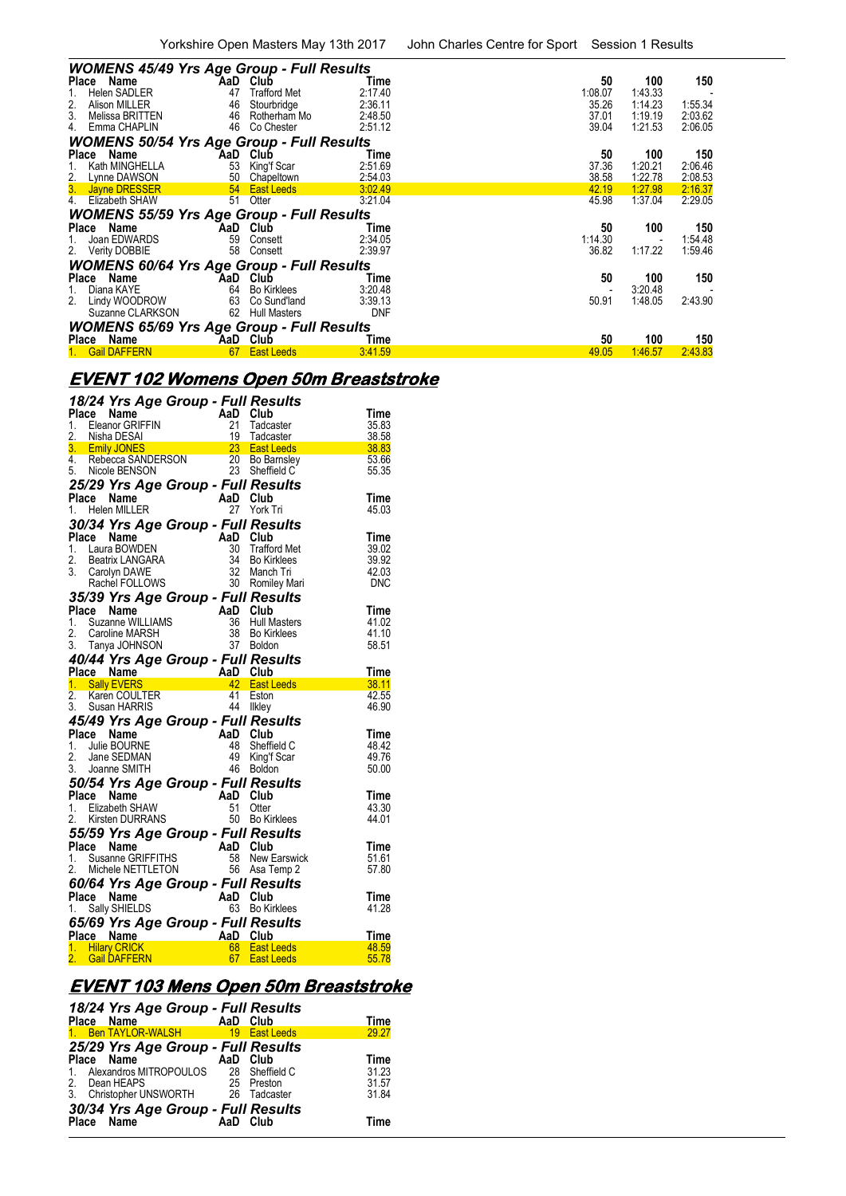### WOMENS 45/49 Yrs Age Group - Full Results

| Place | Name | AaD | Club | Time | 50 | 100 | 150 |
|---|---|---|---|---|---|---|---|
| 1. | Helen SADLER | 47 | Trafford Met | 2:17.40 | 1:08.07 | 1:43.33 | - |
| 2. | Alison MILLER | 46 | Stourbridge | 2:36.11 | 35.26 | 1:14.23 | 1:55.34 |
| 3. | Melissa BRITTEN | 46 | Rotherham Mo | 2:48.50 | 37.01 | 1:19.19 | 2:03.62 |
| 4. | Emma CHAPLIN | 46 | Co Chester | 2:51.12 | 39.04 | 1:21.53 | 2:06.05 |

### WOMENS 50/54 Yrs Age Group - Full Results

| Place | Name | AaD | Club | Time | 50 | 100 | 150 |
|---|---|---|---|---|---|---|---|
| 1. | Kath MINGHELLA | 53 | King'f Scar | 2:51.69 | 37.36 | 1:20.21 | 2:06.46 |
| 2. | Lynne DAWSON | 50 | Chapeltown | 2:54.03 | 38.58 | 1:22.78 | 2:08.53 |
| 3. | Jayne DRESSER | 54 | East Leeds | 3:02.49 | 42.19 | 1:27.98 | 2:16.37 |
| 4. | Elizabeth SHAW | 51 | Otter | 3:21.04 | 45.98 | 1:37.04 | 2:29.05 |

### WOMENS 55/59 Yrs Age Group - Full Results

| Place | Name | AaD | Club | Time | 50 | 100 | 150 |
|---|---|---|---|---|---|---|---|
| 1. | Joan EDWARDS | 59 | Consett | 2:34.05 | 1:14.30 | - | 1:54.48 |
| 2. | Verity DOBBIE | 58 | Consett | 2:39.97 | 36.82 | 1:17.22 | 1:59.46 |

### WOMENS 60/64 Yrs Age Group - Full Results

| Place | Name | AaD | Club | Time | 50 | 100 | 150 |
|---|---|---|---|---|---|---|---|
| 1. | Diana KAYE | 64 | Bo Kirklees | 3:20.48 | - | 3:20.48 | - |
| 2. | Lindy WOODROW | 63 | Co Sund'land | 3:39.13 | 50.91 | 1:48.05 | 2:43.90 |
| | Suzanne CLARKSON | 62 | Hull Masters | DNF | | | |

### WOMENS 65/69 Yrs Age Group - Full Results

| Place | Name | AaD | Club | Time | 50 | 100 | 150 |
|---|---|---|---|---|---|---|---|
| 1. | Gail DAFFERN | 67 | East Leeds | 3:41.59 | 49.05 | 1:46.57 | 2:43.83 |

## EVENT 102 Womens Open 50m Breaststroke

### 18/24 Yrs Age Group - Full Results

| Place | Name | AaD | Club | Time |
|---|---|---|---|---|
| 1. | Eleanor GRIFFIN | 21 | Tadcaster | 35.83 |
| 2. | Nisha DESAI | 19 | Tadcaster | 38.58 |
| 3. | Emily JONES | 23 | East Leeds | 38.83 |
| 4. | Rebecca SANDERSON | 20 | Bo Barnsley | 53.66 |
| 5. | Nicole BENSON | 23 | Sheffield C | 55.35 |

### 25/29 Yrs Age Group - Full Results

| Place | Name | AaD | Club | Time |
|---|---|---|---|---|
| 1. | Helen MILLER | 27 | York Tri | 45.03 |

### 30/34 Yrs Age Group - Full Results

| Place | Name | AaD | Club | Time |
|---|---|---|---|---|
| 1. | Laura BOWDEN | 30 | Trafford Met | 39.02 |
| 2. | Beatrix LANGARA | 34 | Bo Kirklees | 39.92 |
| 3. | Carolyn DAWE | 32 | Manch Tri | 42.03 |
| | Rachel FOLLOWS | 30 | Romiley Mari | DNC |

### 35/39 Yrs Age Group - Full Results

| Place | Name | AaD | Club | Time |
|---|---|---|---|---|
| 1. | Suzanne WILLIAMS | 36 | Hull Masters | 41.02 |
| 2. | Caroline MARSH | 38 | Bo Kirklees | 41.10 |
| 3. | Tanya JOHNSON | 37 | Boldon | 58.51 |

### 40/44 Yrs Age Group - Full Results

| Place | Name | AaD | Club | Time |
|---|---|---|---|---|
| 1. | Sally EVERS | 42 | East Leeds | 38.11 |
| 2. | Karen COULTER | 41 | Eston | 42.55 |
| 3. | Susan HARRIS | 44 | Ilkley | 46.90 |

### 45/49 Yrs Age Group - Full Results

| Place | Name | AaD | Club | Time |
|---|---|---|---|---|
| 1. | Julie BOURNE | 48 | Sheffield C | 48.42 |
| 2. | Jane SEDMAN | 49 | King'f Scar | 49.76 |
| 3. | Joanne SMITH | 46 | Boldon | 50.00 |

### 50/54 Yrs Age Group - Full Results

| Place | Name | AaD | Club | Time |
|---|---|---|---|---|
| 1. | Elizabeth SHAW | 51 | Otter | 43.30 |
| 2. | Kirsten DURRANS | 50 | Bo Kirklees | 44.01 |

### 55/59 Yrs Age Group - Full Results

| Place | Name | AaD | Club | Time |
|---|---|---|---|---|
| 1. | Susanne GRIFFITHS | 58 | New Earswick | 51.61 |
| 2. | Michele NETTLETON | 56 | Asa Temp 2 | 57.80 |

### 60/64 Yrs Age Group - Full Results

| Place | Name | AaD | Club | Time |
|---|---|---|---|---|
| 1. | Sally SHIELDS | 63 | Bo Kirklees | 41.28 |

### 65/69 Yrs Age Group - Full Results

| Place | Name | AaD | Club | Time |
|---|---|---|---|---|
| 1. | Hilary CRICK | 68 | East Leeds | 48.59 |
| 2. | Gail DAFFERN | 67 | East Leeds | 55.78 |

## EVENT 103 Mens Open 50m Breaststroke

### 18/24 Yrs Age Group - Full Results

| Place | Name | AaD | Club | Time |
|---|---|---|---|---|
| 1. | Ben TAYLOR-WALSH | 19 | East Leeds | 29.27 |

### 25/29 Yrs Age Group - Full Results

| Place | Name | AaD | Club | Time |
|---|---|---|---|---|
| 1. | Alexandros MITROPOULOS | 28 | Sheffield C | 31.23 |
| 2. | Dean HEAPS | 25 | Preston | 31.57 |
| 3. | Christopher UNSWORTH | 26 | Tadcaster | 31.84 |

### 30/34 Yrs Age Group - Full Results

| Place | Name | AaD | Club | Time |
|---|---|---|---|---|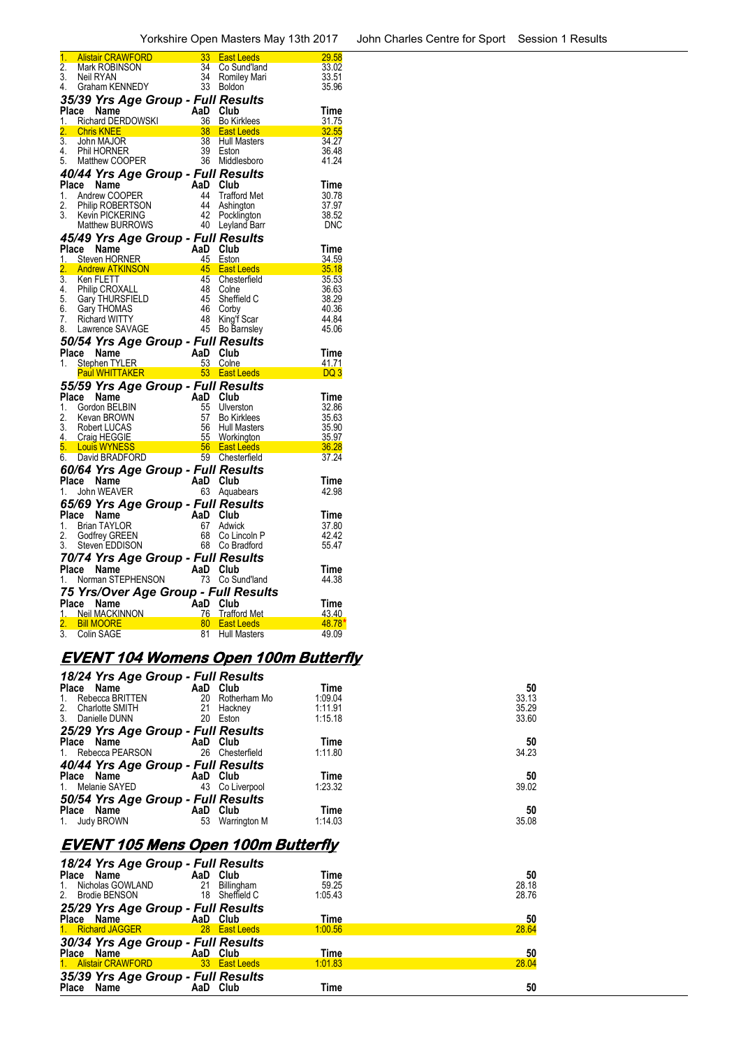| Place | Name | AaD | Club | Time |
|---|---|---|---|---|
| 1. | Alistair CRAWFORD | 33 | East Leeds | 29.58 |
| 2. | Mark ROBINSON | 34 | Co Sund'land | 33.02 |
| 3. | Neil RYAN | 34 | Romiley Mari | 33.51 |
| 4. | Graham KENNEDY | 33 | Boldon | 35.96 |

### 35/39 Yrs Age Group - Full Results

| Place | Name | AaD | Club | Time |
|---|---|---|---|---|
| 1. | Richard DERDOWSKI | 36 | Bo Kirklees | 31.75 |
| 2. | Chris KNEE | 38 | East Leeds | 32.55 |
| 3. | John MAJOR | 38 | Hull Masters | 34.27 |
| 4. | Phil HORNER | 39 | Eston | 36.48 |
| 5. | Matthew COOPER | 36 | Middlesboro | 41.24 |

### 40/44 Yrs Age Group - Full Results

| Place | Name | AaD | Club | Time |
|---|---|---|---|---|
| 1. | Andrew COOPER | 44 | Trafford Met | 30.78 |
| 2. | Philip ROBERTSON | 44 | Ashington | 37.97 |
| 3. | Kevin PICKERING | 42 | Pocklington | 38.52 |
| | Matthew BURROWS | 40 | Leyland Barr | DNC |

### 45/49 Yrs Age Group - Full Results

| Place | Name | AaD | Club | Time |
|---|---|---|---|---|
| 1. | Steven HORNER | 45 | Eston | 34.59 |
| 2. | Andrew ATKINSON | 45 | East Leeds | 35.18 |
| 3. | Ken FLETT | 45 | Chesterfield | 35.53 |
| 4. | Philip CROXALL | 48 | Colne | 36.63 |
| 5. | Gary THURSFIELD | 45 | Sheffield C | 38.29 |
| 6. | Gary THOMAS | 46 | Corby | 40.36 |
| 7. | Richard WITTY | 48 | King'f Scar | 44.84 |
| 8. | Lawrence SAVAGE | 45 | Bo Barnsley | 45.06 |

### 50/54 Yrs Age Group - Full Results

| Place | Name | AaD | Club | Time |
|---|---|---|---|---|
| 1. | Stephen TYLER | 53 | Colne | 41.71 |
| | Paul WHITTAKER | 53 | East Leeds | DQ 3 |

### 55/59 Yrs Age Group - Full Results

| Place | Name | AaD | Club | Time |
|---|---|---|---|---|
| 1. | Gordon BELBIN | 55 | Ulverston | 32.86 |
| 2. | Kevan BROWN | 57 | Bo Kirklees | 35.63 |
| 3. | Robert LUCAS | 56 | Hull Masters | 35.90 |
| 4. | Craig HEGGIE | 55 | Workington | 35.97 |
| 5. | Louis WYNESS | 56 | East Leeds | 36.28 |
| 6. | David BRADFORD | 59 | Chesterfield | 37.24 |

### 60/64 Yrs Age Group - Full Results

| Place | Name | AaD | Club | Time |
|---|---|---|---|---|
| 1. | John WEAVER | 63 | Aquabears | 42.98 |

### 65/69 Yrs Age Group - Full Results

| Place | Name | AaD | Club | Time |
|---|---|---|---|---|
| 1. | Brian TAYLOR | 67 | Adwick | 37.80 |
| 2. | Godfrey GREEN | 68 | Co Lincoln P | 42.42 |
| 3. | Steven EDDISON | 68 | Co Bradford | 55.47 |

### 70/74 Yrs Age Group - Full Results

| Place | Name | AaD | Club | Time |
|---|---|---|---|---|
| 1. | Norman STEPHENSON | 73 | Co Sund'land | 44.38 |

### 75 Yrs/Over Age Group - Full Results

| Place | Name | AaD | Club | Time |
|---|---|---|---|---|
| 1. | Neil MACKINNON | 76 | Trafford Met | 43.40 |
| 2. | Bill MOORE | 80 | East Leeds | 48.78* |
| 3. | Colin SAGE | 81 | Hull Masters | 49.09 |

## EVENT 104 Womens Open 100m Butterfly

### 18/24 Yrs Age Group - Full Results

| Place | Name | AaD | Club | Time | 50 |
|---|---|---|---|---|---|
| 1. | Rebecca BRITTEN | 20 | Rotherham Mo | 1:09.04 | 33.13 |
| 2. | Charlotte SMITH | 21 | Hackney | 1:11.91 | 35.29 |
| 3. | Danielle DUNN | 20 | Eston | 1:15.18 | 33.60 |

### 25/29 Yrs Age Group - Full Results

| Place | Name | AaD | Club | Time | 50 |
|---|---|---|---|---|---|
| 1. | Rebecca PEARSON | 26 | Chesterfield | 1:11.80 | 34.23 |

### 40/44 Yrs Age Group - Full Results

| Place | Name | AaD | Club | Time | 50 |
|---|---|---|---|---|---|
| 1. | Melanie SAYED | 43 | Co Liverpool | 1:23.32 | 39.02 |

### 50/54 Yrs Age Group - Full Results

| Place | Name | AaD | Club | Time | 50 |
|---|---|---|---|---|---|
| 1. | Judy BROWN | 53 | Warrington M | 1:14.03 | 35.08 |

## EVENT 105 Mens Open 100m Butterfly

### 18/24 Yrs Age Group - Full Results

| Place | Name | AaD | Club | Time | 50 |
|---|---|---|---|---|---|
| 1. | Nicholas GOWLAND | 21 | Billingham | 59.25 | 28.18 |
| 2. | Brodie BENSON | 18 | Sheffield C | 1:05.43 | 28.76 |

### 25/29 Yrs Age Group - Full Results

| Place | Name | AaD | Club | Time | 50 |
|---|---|---|---|---|---|
| 1. | Richard JAGGER | 28 | East Leeds | 1:00.56 | 28.64 |

### 30/34 Yrs Age Group - Full Results

| Place | Name | AaD | Club | Time | 50 |
|---|---|---|---|---|---|
| 1. | Alistair CRAWFORD | 33 | East Leeds | 1:01.83 | 28.04 |

### 35/39 Yrs Age Group - Full Results

| Place | Name | AaD | Club | Time | 50 |
|---|---|---|---|---|---|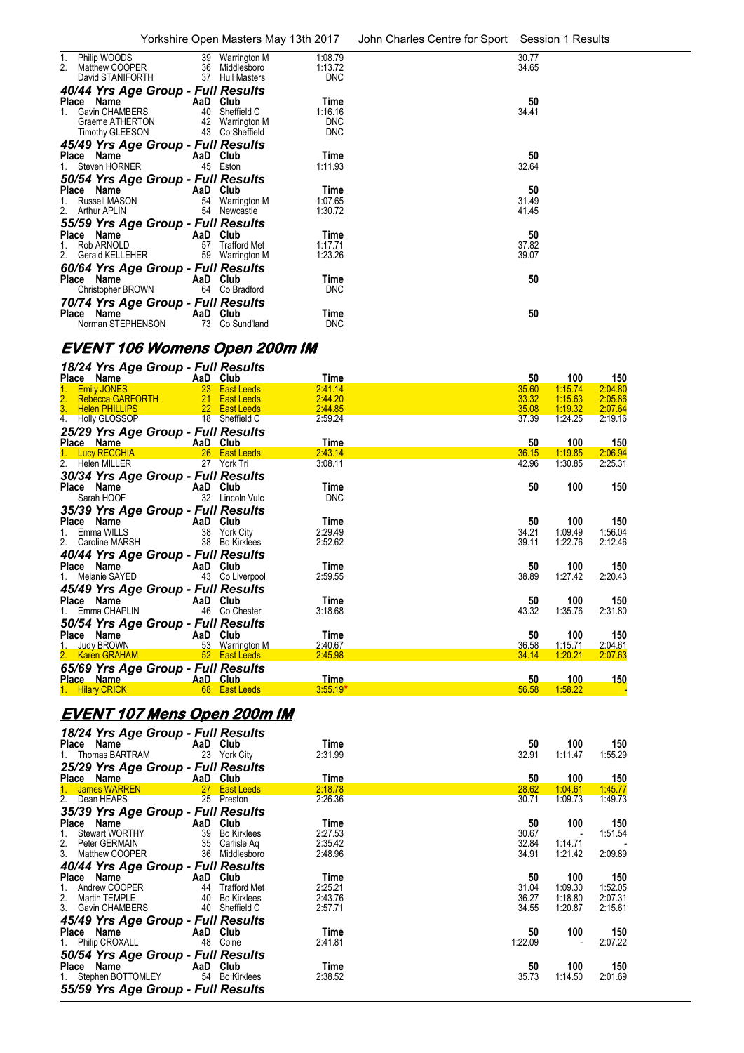| Place | Name | AaD | Club | Time | 50 |
|---|---|---|---|---|---|
| 1. | Philip WOODS | 39 | Warrington M | 1:08.79 | 30.77 |
| 2. | Matthew COOPER | 36 | Middlesboro | 1:13.72 | 34.65 |
| | David STANIFORTH | 37 | Hull Masters | DNC | |

### 40/44 Yrs Age Group - Full Results

| Place | Name | AaD | Club | Time | 50 |
|---|---|---|---|---|---|
| 1. | Gavin CHAMBERS | 40 | Sheffield C | 1:16.16 | 34.41 |
| | Graeme ATHERTON | 42 | Warrington M | DNC | |
| | Timothy GLEESON | 43 | Co Sheffield | DNC | |

### 45/49 Yrs Age Group - Full Results

| Place | Name | AaD | Club | Time | 50 |
|---|---|---|---|---|---|
| 1. | Steven HORNER | 45 | Eston | 1:11.93 | 32.64 |

### 50/54 Yrs Age Group - Full Results

| Place | Name | AaD | Club | Time | 50 |
|---|---|---|---|---|---|
| 1. | Russell MASON | 54 | Warrington M | 1:07.65 | 31.49 |
| 2. | Arthur APLIN | 54 | Newcastle | 1:30.72 | 41.45 |

### 55/59 Yrs Age Group - Full Results

| Place | Name | AaD | Club | Time | 50 |
|---|---|---|---|---|---|
| 1. | Rob ARNOLD | 57 | Trafford Met | 1:17.71 | 37.82 |
| 2. | Gerald KELLEHER | 59 | Warrington M | 1:23.26 | 39.07 |

### 60/64 Yrs Age Group - Full Results

| Place | Name | AaD | Club | Time | 50 |
|---|---|---|---|---|---|
| | Christopher BROWN | 64 | Co Bradford | DNC | |

### 70/74 Yrs Age Group - Full Results

| Place | Name | AaD | Club | Time | 50 |
|---|---|---|---|---|---|
| | Norman STEPHENSON | 73 | Co Sund'land | DNC | |

## EVENT 106 Womens Open 200m IM

### 18/24 Yrs Age Group - Full Results

| Place | Name | AaD | Club | Time | 50 | 100 | 150 |
|---|---|---|---|---|---|---|---|
| 1. | Emily JONES | 23 | East Leeds | 2:41.14 | 35.60 | 1:15.74 | 2:04.80 |
| 2. | Rebecca GARFORTH | 21 | East Leeds | 2:44.20 | 33.32 | 1:15.63 | 2:05.86 |
| 3. | Helen PHILLIPS | 22 | East Leeds | 2:44.85 | 35.08 | 1:19.32 | 2:07.64 |
| 4. | Holly GLOSSOP | 18 | Sheffield C | 2:59.24 | 37.39 | 1:24.25 | 2:19.16 |

### 25/29 Yrs Age Group - Full Results

| Place | Name | AaD | Club | Time | 50 | 100 | 150 |
|---|---|---|---|---|---|---|---|
| 1. | Lucy RECCHIA | 26 | East Leeds | 2:43.14 | 36.15 | 1:19.85 | 2:06.94 |
| 2. | Helen MILLER | 27 | York Tri | 3:08.11 | 42.96 | 1:30.85 | 2:25.31 |

### 30/34 Yrs Age Group - Full Results

| Place | Name | AaD | Club | Time | 50 | 100 | 150 |
|---|---|---|---|---|---|---|---|
| | Sarah HOOF | 32 | Lincoln Vulc | DNC | | | |

### 35/39 Yrs Age Group - Full Results

| Place | Name | AaD | Club | Time | 50 | 100 | 150 |
|---|---|---|---|---|---|---|---|
| 1. | Emma WILLS | 38 | York City | 2:29.49 | 34.21 | 1:09.49 | 1:56.04 |
| 2. | Caroline MARSH | 38 | Bo Kirklees | 2:52.62 | 39.11 | 1:22.76 | 2:12.46 |

### 40/44 Yrs Age Group - Full Results

| Place | Name | AaD | Club | Time | 50 | 100 | 150 |
|---|---|---|---|---|---|---|---|
| 1. | Melanie SAYED | 43 | Co Liverpool | 2:59.55 | 38.89 | 1:27.42 | 2:20.43 |

### 45/49 Yrs Age Group - Full Results

| Place | Name | AaD | Club | Time | 50 | 100 | 150 |
|---|---|---|---|---|---|---|---|
| 1. | Emma CHAPLIN | 46 | Co Chester | 3:18.68 | 43.32 | 1:35.76 | 2:31.80 |

### 50/54 Yrs Age Group - Full Results

| Place | Name | AaD | Club | Time | 50 | 100 | 150 |
|---|---|---|---|---|---|---|---|
| 1. | Judy BROWN | 53 | Warrington M | 2:40.67 | 36.58 | 1:15.71 | 2:04.61 |
| 2. | Karen GRAHAM | 52 | East Leeds | 2:45.98 | 34.14 | 1:20.21 | 2:07.63 |

### 65/69 Yrs Age Group - Full Results

| Place | Name | AaD | Club | Time | 50 | 100 | 150 |
|---|---|---|---|---|---|---|---|
| 1. | Hilary CRICK | 68 | East Leeds | 3:55.19* | 56.58 | 1:58.22 | - |

## EVENT 107 Mens Open 200m IM

### 18/24 Yrs Age Group - Full Results

| Place | Name | AaD | Club | Time | 50 | 100 | 150 |
|---|---|---|---|---|---|---|---|
| 1. | Thomas BARTRAM | 23 | York City | 2:31.99 | 32.91 | 1:11.47 | 1:55.29 |

### 25/29 Yrs Age Group - Full Results

| Place | Name | AaD | Club | Time | 50 | 100 | 150 |
|---|---|---|---|---|---|---|---|
| 1. | James WARREN | 27 | East Leeds | 2:18.78 | 28.62 | 1:04.61 | 1:45.77 |
| 2. | Dean HEAPS | 25 | Preston | 2:26.36 | 30.71 | 1:09.73 | 1:49.73 |

### 35/39 Yrs Age Group - Full Results

| Place | Name | AaD | Club | Time | 50 | 100 | 150 |
|---|---|---|---|---|---|---|---|
| 1. | Stewart WORTHY | 39 | Bo Kirklees | 2:27.53 | 30.67 | - | 1:51.54 |
| 2. | Peter GERMAIN | 35 | Carlisle Aq | 2:35.42 | 32.84 | 1:14.71 | - |
| 3. | Matthew COOPER | 36 | Middlesboro | 2:48.96 | 34.91 | 1:21.42 | 2:09.89 |

### 40/44 Yrs Age Group - Full Results

| Place | Name | AaD | Club | Time | 50 | 100 | 150 |
|---|---|---|---|---|---|---|---|
| 1. | Andrew COOPER | 44 | Trafford Met | 2:25.21 | 31.04 | 1:09.30 | 1:52.05 |
| 2. | Martin TEMPLE | 40 | Bo Kirklees | 2:43.76 | 36.27 | 1:18.80 | 2:07.31 |
| 3. | Gavin CHAMBERS | 40 | Sheffield C | 2:57.71 | 34.55 | 1:20.87 | 2:15.61 |

### 45/49 Yrs Age Group - Full Results

| Place | Name | AaD | Club | Time | 50 | 100 | 150 |
|---|---|---|---|---|---|---|---|
| 1. | Philip CROXALL | 48 | Colne | 2:41.81 | 1:22.09 | - | 2:07.22 |

### 50/54 Yrs Age Group - Full Results

| Place | Name | AaD | Club | Time | 50 | 100 | 150 |
|---|---|---|---|---|---|---|---|
| 1. | Stephen BOTTOMLEY | 54 | Bo Kirklees | 2:38.52 | 35.73 | 1:14.50 | 2:01.69 |

### 55/59 Yrs Age Group - Full Results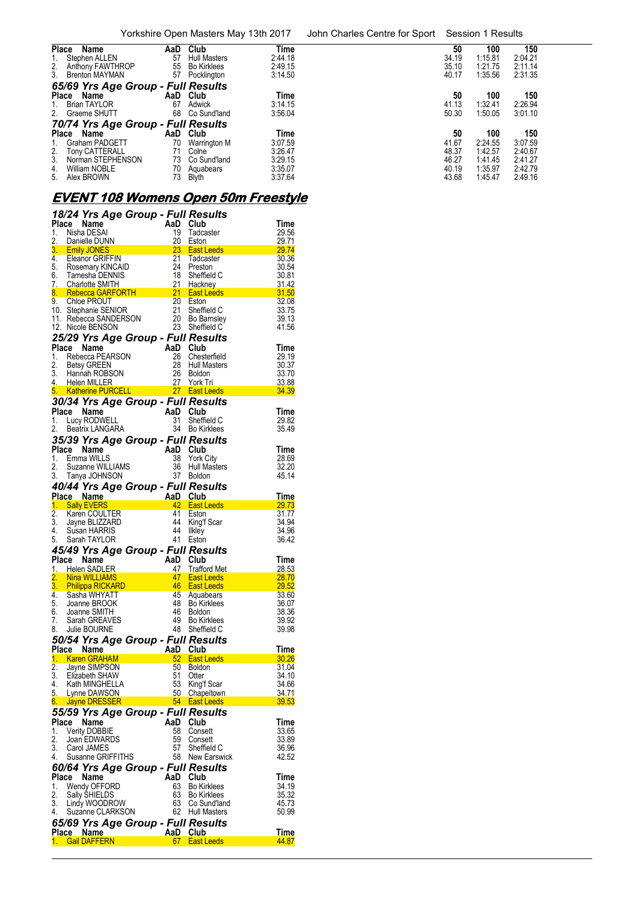| Place | Name | AaD | Club | Time | 50 | 100 | 150 |
|---|---|---|---|---|---|---|---|
| 1. | Stephen ALLEN | 57 | Hull Masters | 2:44.18 | 34.19 | 1:15.81 | 2:04.21 |
| 2. | Anthony FAWTHROP | 55 | Bo Kirklees | 2:49.15 | 35.10 | 1:21.75 | 2:11.14 |
| 3. | Brenton MAYMAN | 57 | Pocklington | 3:14.50 | 40.17 | 1:35.56 | 2:31.35 |

### 65/69 Yrs Age Group - Full Results

| Place | Name | AaD | Club | Time | 50 | 100 | 150 |
|---|---|---|---|---|---|---|---|
| 1. | Brian TAYLOR | 67 | Adwick | 3:14.15 | 41.13 | 1:32.41 | 2:26.94 |
| 2. | Graeme SHUTT | 68 | Co Sund'land | 3:56.04 | 50.30 | 1:50.05 | 3:01.10 |

### 70/74 Yrs Age Group - Full Results

| Place | Name | AaD | Club | Time | 50 | 100 | 150 |
|---|---|---|---|---|---|---|---|
| 1. | Graham PADGETT | 70 | Warrington M | 3:07.59 | 41.67 | 2:24.55 | 3:07.59 |
| 2. | Tony CATTERALL | 71 | Colne | 3:26.47 | 48.37 | 1:42.57 | 2:40.67 |
| 3. | Norman STEPHENSON | 73 | Co Sund'land | 3:29.15 | 46.27 | 1:41.45 | 2:41.27 |
| 4. | William NOBLE | 70 | Aquabears | 3:35.07 | 40.19 | 1:35.97 | 2:42.79 |
| 5. | Alex BROWN | 73 | Blyth | 3:37.64 | 43.68 | 1:45.47 | 2:49.16 |

## EVENT 108 Womens Open 50m Freestyle

### 18/24 Yrs Age Group - Full Results

| Place | Name | AaD | Club | Time |
|---|---|---|---|---|
| 1. | Nisha DESAI | 19 | Tadcaster | 29.56 |
| 2. | Danielle DUNN | 20 | Eston | 29.71 |
| 3. | Emily JONES | 23 | East Leeds | 29.74 |
| 4. | Eleanor GRIFFIN | 21 | Tadcaster | 30.36 |
| 5. | Rosemary KINCAID | 24 | Preston | 30.54 |
| 6. | Tamesha DENNIS | 18 | Sheffield C | 30.81 |
| 7. | Charlotte SMITH | 21 | Hackney | 31.42 |
| 8. | Rebecca GARFORTH | 21 | East Leeds | 31.50 |
| 9. | Chloe PROUT | 20 | Eston | 32.08 |
| 10. | Stephanie SENIOR | 21 | Sheffield C | 33.75 |
| 11. | Rebecca SANDERSON | 20 | Bo Barnsley | 39.13 |
| 12. | Nicole BENSON | 23 | Sheffield C | 41.56 |

### 25/29 Yrs Age Group - Full Results

| Place | Name | AaD | Club | Time |
|---|---|---|---|---|
| 1. | Rebecca PEARSON | 26 | Chesterfield | 29.19 |
| 2. | Betsy GREEN | 28 | Hull Masters | 30.37 |
| 3. | Hannah ROBSON | 26 | Boldon | 33.70 |
| 4. | Helen MILLER | 27 | York Tri | 33.88 |
| 5. | Katherine PURCELL | 27 | East Leeds | 34.39 |

### 30/34 Yrs Age Group - Full Results

| Place | Name | AaD | Club | Time |
|---|---|---|---|---|
| 1. | Lucy RODWELL | 31 | Sheffield C | 29.82 |
| 2. | Beatrix LANGARA | 34 | Bo Kirklees | 35.49 |

### 35/39 Yrs Age Group - Full Results

| Place | Name | AaD | Club | Time |
|---|---|---|---|---|
| 1. | Emma WILLS | 38 | York City | 28.69 |
| 2. | Suzanne WILLIAMS | 36 | Hull Masters | 32.20 |
| 3. | Tanya JOHNSON | 37 | Boldon | 45.14 |

### 40/44 Yrs Age Group - Full Results

| Place | Name | AaD | Club | Time |
|---|---|---|---|---|
| 1. | Sally EVERS | 42 | East Leeds | 29.73 |
| 2. | Karen COULTER | 41 | Eston | 31.77 |
| 3. | Jayne BLIZZARD | 44 | King'f Scar | 34.94 |
| 4. | Susan HARRIS | 44 | Ilkley | 34.96 |
| 5. | Sarah TAYLOR | 41 | Eston | 36.42 |

### 45/49 Yrs Age Group - Full Results

| Place | Name | AaD | Club | Time |
|---|---|---|---|---|
| 1. | Helen SADLER | 47 | Trafford Met | 28.53 |
| 2. | Nina WILLIAMS | 47 | East Leeds | 28.70 |
| 3. | Philippa RICKARD | 46 | East Leeds | 29.52 |
| 4. | Sasha WHYATT | 45 | Aquabears | 33.60 |
| 5. | Joanne BROOK | 48 | Bo Kirklees | 36.07 |
| 6. | Joanne SMITH | 46 | Boldon | 38.36 |
| 7. | Sarah GREAVES | 49 | Bo Kirklees | 39.92 |
| 8. | Julie BOURNE | 48 | Sheffield C | 39.98 |

### 50/54 Yrs Age Group - Full Results

| Place | Name | AaD | Club | Time |
|---|---|---|---|---|
| 1. | Karen GRAHAM | 52 | East Leeds | 30.26 |
| 2. | Jayne SIMPSON | 50 | Boldon | 31.04 |
| 3. | Elizabeth SHAW | 51 | Otter | 34.10 |
| 4. | Kath MINGHELLA | 53 | King'f Scar | 34.66 |
| 5. | Lynne DAWSON | 50 | Chapeltown | 34.71 |
| 6. | Jayne DRESSER | 54 | East Leeds | 39.53 |

### 55/59 Yrs Age Group - Full Results

| Place | Name | AaD | Club | Time |
|---|---|---|---|---|
| 1. | Verity DOBBIE | 58 | Consett | 33.65 |
| 2. | Joan EDWARDS | 59 | Consett | 33.89 |
| 3. | Carol JAMES | 57 | Sheffield C | 36.96 |
| 4. | Susanne GRIFFITHS | 58 | New Earswick | 42.52 |

### 60/64 Yrs Age Group - Full Results

| Place | Name | AaD | Club | Time |
|---|---|---|---|---|
| 1. | Wendy OFFORD | 63 | Bo Kirklees | 34.19 |
| 2. | Sally SHIELDS | 63 | Bo Kirklees | 35.32 |
| 3. | Lindy WOODROW | 63 | Co Sund'land | 45.73 |
| 4. | Suzanne CLARKSON | 62 | Hull Masters | 50.99 |

### 65/69 Yrs Age Group - Full Results

| Place | Name | AaD | Club | Time |
|---|---|---|---|---|
| 1. | Gail DAFFERN | 67 | East Leeds | 44.87 |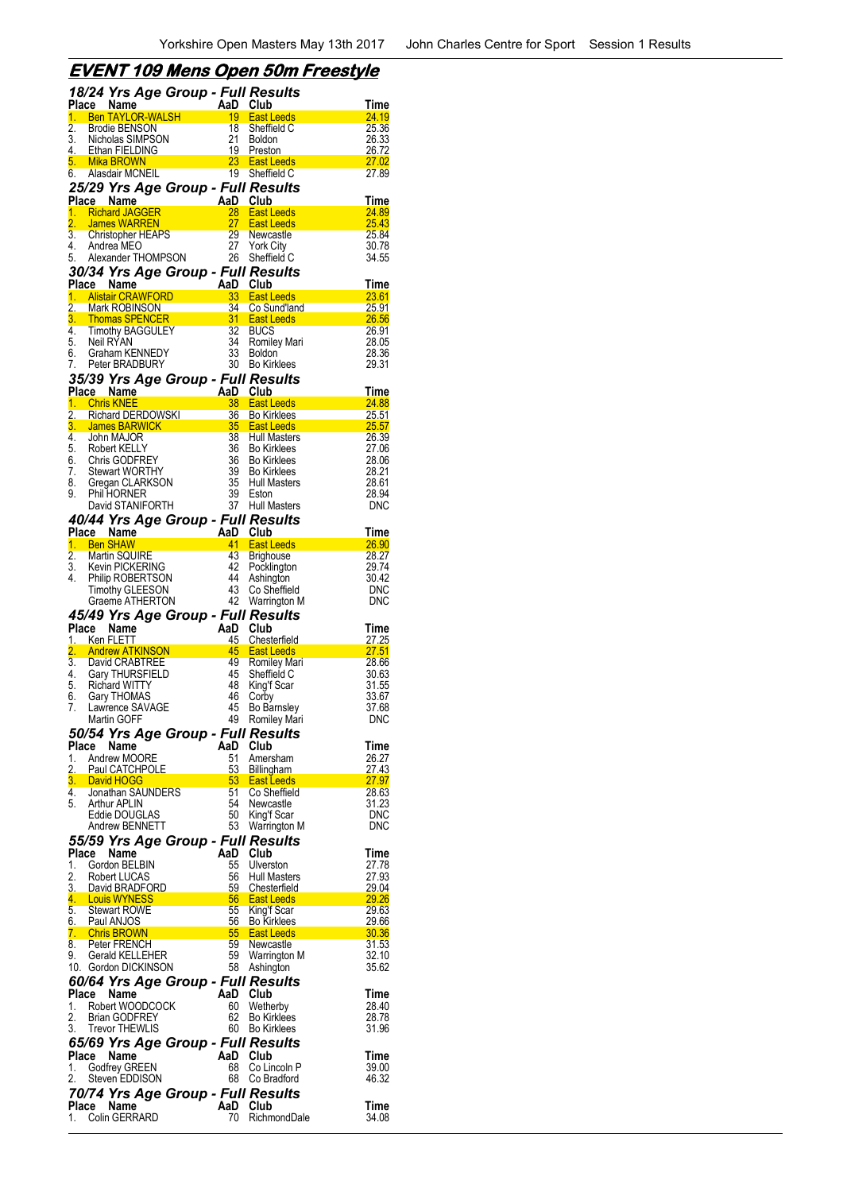## EVENT 109 Mens Open 50m Freestyle

### 18/24 Yrs Age Group - Full Results

| Place | Name | AaD | Club | Time |
|---|---|---|---|---|
| 1. | Ben TAYLOR-WALSH | 19 | East Leeds | 24.19 |
| 2. | Brodie BENSON | 18 | Sheffield C | 25.36 |
| 3. | Nicholas SIMPSON | 21 | Boldon | 26.33 |
| 4. | Ethan FIELDING | 19 | Preston | 26.72 |
| 5. | Mika BROWN | 23 | East Leeds | 27.02 |
| 6. | Alasdair MCNEIL | 19 | Sheffield C | 27.89 |

### 25/29 Yrs Age Group - Full Results

| Place | Name | AaD | Club | Time |
|---|---|---|---|---|
| 1. | Richard JAGGER | 28 | East Leeds | 24.89 |
| 2. | James WARREN | 27 | East Leeds | 25.43 |
| 3. | Christopher HEAPS | 29 | Newcastle | 25.84 |
| 4. | Andrea MEO | 27 | York City | 30.78 |
| 5. | Alexander THOMPSON | 26 | Sheffield C | 34.55 |

### 30/34 Yrs Age Group - Full Results

| Place | Name | AaD | Club | Time |
|---|---|---|---|---|
| 1. | Alistair CRAWFORD | 33 | East Leeds | 23.61 |
| 2. | Mark ROBINSON | 34 | Co Sund'land | 25.91 |
| 3. | Thomas SPENCER | 31 | East Leeds | 26.56 |
| 4. | Timothy BAGGULEY | 32 | BUCS | 26.91 |
| 5. | Neil RYAN | 34 | Romiley Mari | 28.05 |
| 6. | Graham KENNEDY | 33 | Boldon | 28.36 |
| 7. | Peter BRADBURY | 30 | Bo Kirklees | 29.31 |

### 35/39 Yrs Age Group - Full Results

| Place | Name | AaD | Club | Time |
|---|---|---|---|---|
| 1. | Chris KNEE | 38 | East Leeds | 24.88 |
| 2. | Richard DERDOWSKI | 36 | Bo Kirklees | 25.51 |
| 3. | James BARWICK | 35 | East Leeds | 25.57 |
| 4. | John MAJOR | 38 | Hull Masters | 26.39 |
| 5. | Robert KELLY | 36 | Bo Kirklees | 27.06 |
| 6. | Chris GODFREY | 36 | Bo Kirklees | 28.06 |
| 7. | Stewart WORTHY | 39 | Bo Kirklees | 28.21 |
| 8. | Gregan CLARKSON | 35 | Hull Masters | 28.61 |
| 9. | Phil HORNER | 39 | Eston | 28.94 |
| | David STANIFORTH | 37 | Hull Masters | DNC |

### 40/44 Yrs Age Group - Full Results

| Place | Name | AaD | Club | Time |
|---|---|---|---|---|
| 1. | Ben SHAW | 41 | East Leeds | 26.90 |
| 2. | Martin SQUIRE | 43 | Brighouse | 28.27 |
| 3. | Kevin PICKERING | 42 | Pocklington | 29.74 |
| 4. | Philip ROBERTSON | 44 | Ashington | 30.42 |
| | Timothy GLEESON | 43 | Co Sheffield | DNC |
| | Graeme ATHERTON | 42 | Warrington M | DNC |

### 45/49 Yrs Age Group - Full Results

| Place | Name | AaD | Club | Time |
|---|---|---|---|---|
| 1. | Ken FLETT | 45 | Chesterfield | 27.25 |
| 2. | Andrew ATKINSON | 45 | East Leeds | 27.51 |
| 3. | David CRABTREE | 49 | Romiley Mari | 28.66 |
| 4. | Gary THURSFIELD | 45 | Sheffield C | 30.63 |
| 5. | Richard WITTY | 48 | King'f Scar | 31.55 |
| 6. | Gary THOMAS | 46 | Corby | 33.67 |
| 7. | Lawrence SAVAGE | 45 | Bo Barnsley | 37.68 |
| | Martin GOFF | 49 | Romiley Mari | DNC |

### 50/54 Yrs Age Group - Full Results

| Place | Name | AaD | Club | Time |
|---|---|---|---|---|
| 1. | Andrew MOORE | 51 | Amersham | 26.27 |
| 2. | Paul CATCHPOLE | 53 | Billingham | 27.43 |
| 3. | David HOGG | 53 | East Leeds | 27.97 |
| 4. | Jonathan SAUNDERS | 51 | Co Sheffield | 28.63 |
| 5. | Arthur APLIN | 54 | Newcastle | 31.23 |
| | Eddie DOUGLAS | 50 | King'f Scar | DNC |
| | Andrew BENNETT | 53 | Warrington M | DNC |

### 55/59 Yrs Age Group - Full Results

| Place | Name | AaD | Club | Time |
|---|---|---|---|---|
| 1. | Gordon BELBIN | 55 | Ulverston | 27.78 |
| 2. | Robert LUCAS | 56 | Hull Masters | 27.93 |
| 3. | David BRADFORD | 59 | Chesterfield | 29.04 |
| 4. | Louis WYNESS | 56 | East Leeds | 29.26 |
| 5. | Stewart ROWE | 55 | King'f Scar | 29.63 |
| 6. | Paul ANJOS | 56 | Bo Kirklees | 29.66 |
| 7. | Chris BROWN | 55 | East Leeds | 30.36 |
| 8. | Peter FRENCH | 59 | Newcastle | 31.53 |
| 9. | Gerald KELLEHER | 59 | Warrington M | 32.10 |
| 10. | Gordon DICKINSON | 58 | Ashington | 35.62 |

### 60/64 Yrs Age Group - Full Results

| Place | Name | AaD | Club | Time |
|---|---|---|---|---|
| 1. | Robert WOODCOCK | 60 | Wetherby | 28.40 |
| 2. | Brian GODFREY | 62 | Bo Kirklees | 28.78 |
| 3. | Trevor THEWLIS | 60 | Bo Kirklees | 31.96 |

### 65/69 Yrs Age Group - Full Results

| Place | Name | AaD | Club | Time |
|---|---|---|---|---|
| 1. | Godfrey GREEN | 68 | Co Lincoln P | 39.00 |
| 2. | Steven EDDISON | 68 | Co Bradford | 46.32 |

### 70/74 Yrs Age Group - Full Results

| Place | Name | AaD | Club | Time |
|---|---|---|---|---|
| 1. | Colin GERRARD | 70 | RichmondDale | 34.08 |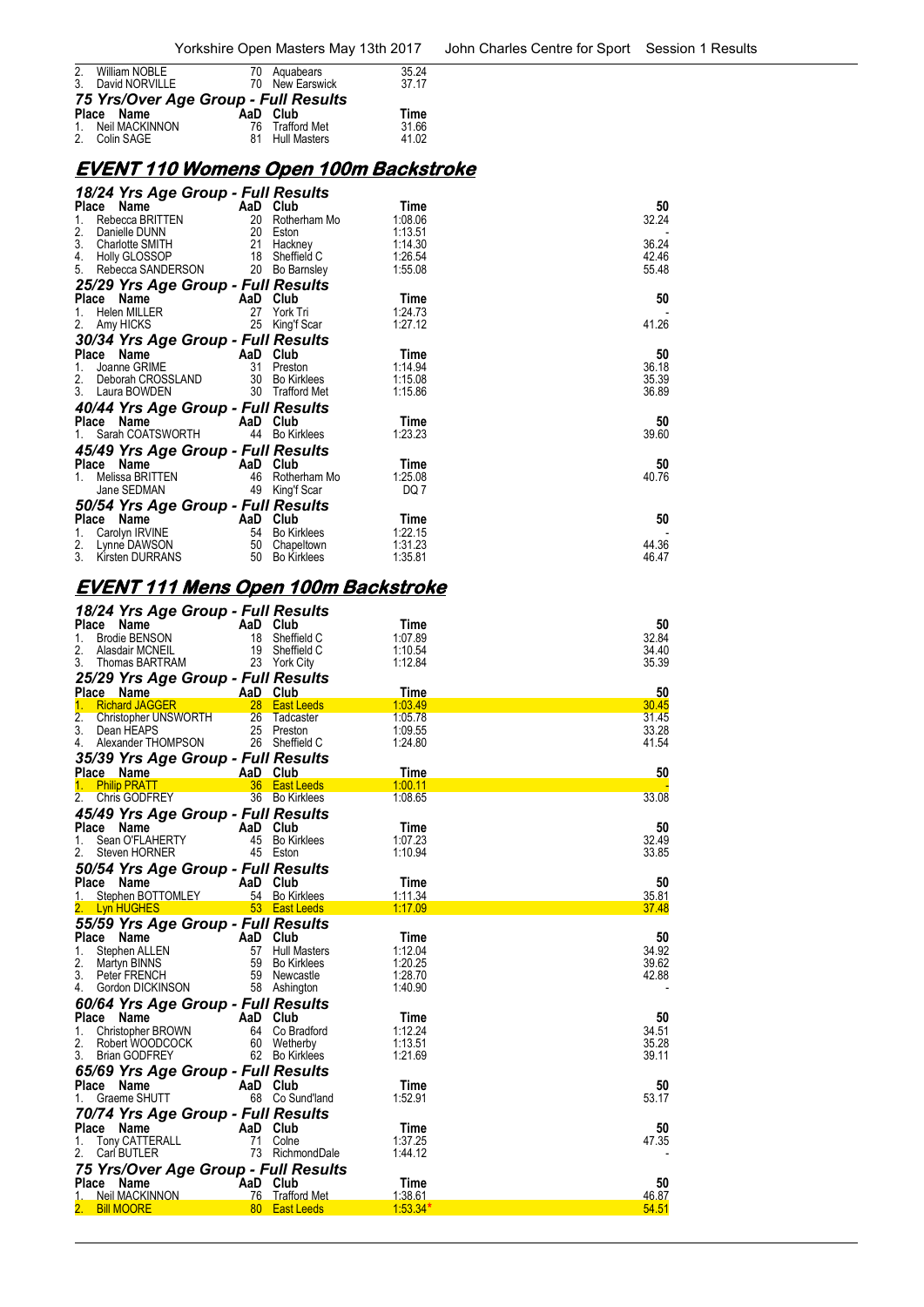| Place | Name | AaD | Club | Time |
|---|---|---|---|---|
| 2. | William NOBLE | 70 | Aquabears | 35.24 |
| 3. | David NORVILLE | 70 | New Earswick | 37.17 |

### 75 Yrs/Over Age Group - Full Results

| Place | Name | AaD | Club | Time |
|---|---|---|---|---|
| 1. | Neil MACKINNON | 76 | Trafford Met | 31.66 |
| 2. | Colin SAGE | 81 | Hull Masters | 41.02 |

## EVENT 110 Womens Open 100m Backstroke

### 18/24 Yrs Age Group - Full Results

| Place | Name | AaD | Club | Time | 50 |
|---|---|---|---|---|---|
| 1. | Rebecca BRITTEN | 20 | Rotherham Mo | 1:08.06 | 32.24 |
| 2. | Danielle DUNN | 20 | Eston | 1:13.51 | - |
| 3. | Charlotte SMITH | 21 | Hackney | 1:14.30 | 36.24 |
| 4. | Holly GLOSSOP | 18 | Sheffield C | 1:26.54 | 42.46 |
| 5. | Rebecca SANDERSON | 20 | Bo Barnsley | 1:55.08 | 55.48 |

### 25/29 Yrs Age Group - Full Results

| Place | Name | AaD | Club | Time | 50 |
|---|---|---|---|---|---|
| 1. | Helen MILLER | 27 | York Tri | 1:24.73 | - |
| 2. | Amy HICKS | 25 | King'f Scar | 1:27.12 | 41.26 |

### 30/34 Yrs Age Group - Full Results

| Place | Name | AaD | Club | Time | 50 |
|---|---|---|---|---|---|
| 1. | Joanne GRIME | 31 | Preston | 1:14.94 | 36.18 |
| 2. | Deborah CROSSLAND | 30 | Bo Kirklees | 1:15.08 | 35.39 |
| 3. | Laura BOWDEN | 30 | Trafford Met | 1:15.86 | 36.89 |

### 40/44 Yrs Age Group - Full Results

| Place | Name | AaD | Club | Time | 50 |
|---|---|---|---|---|---|
| 1. | Sarah COATSWORTH | 44 | Bo Kirklees | 1:23.23 | 39.60 |

### 45/49 Yrs Age Group - Full Results

| Place | Name | AaD | Club | Time | 50 |
|---|---|---|---|---|---|
| 1. | Melissa BRITTEN | 46 | Rotherham Mo | 1:25.08 | 40.76 |
| | Jane SEDMAN | 49 | King'f Scar | DQ 7 | |

### 50/54 Yrs Age Group - Full Results

| Place | Name | AaD | Club | Time | 50 |
|---|---|---|---|---|---|
| 1. | Carolyn IRVINE | 54 | Bo Kirklees | 1:22.15 | - |
| 2. | Lynne DAWSON | 50 | Chapeltown | 1:31.23 | 44.36 |
| 3. | Kirsten DURRANS | 50 | Bo Kirklees | 1:35.81 | 46.47 |

## EVENT 111 Mens Open 100m Backstroke

### 18/24 Yrs Age Group - Full Results

| Place | Name | AaD | Club | Time | 50 |
|---|---|---|---|---|---|
| 1. | Brodie BENSON | 18 | Sheffield C | 1:07.89 | 32.84 |
| 2. | Alasdair MCNEIL | 19 | Sheffield C | 1:10.54 | 34.40 |
| 3. | Thomas BARTRAM | 23 | York City | 1:12.84 | 35.39 |

### 25/29 Yrs Age Group - Full Results

| Place | Name | AaD | Club | Time | 50 |
|---|---|---|---|---|---|
| 1. | Richard JAGGER | 28 | East Leeds | 1:03.49 | 30.45 |
| 2. | Christopher UNSWORTH | 26 | Tadcaster | 1:05.78 | 31.45 |
| 3. | Dean HEAPS | 25 | Preston | 1:09.55 | 33.28 |
| 4. | Alexander THOMPSON | 26 | Sheffield C | 1:24.80 | 41.54 |

### 35/39 Yrs Age Group - Full Results

| Place | Name | AaD | Club | Time | 50 |
|---|---|---|---|---|---|
| 1. | Philip PRATT | 36 | East Leeds | 1:00.11 | - |
| 2. | Chris GODFREY | 36 | Bo Kirklees | 1:08.65 | 33.08 |

### 45/49 Yrs Age Group - Full Results

| Place | Name | AaD | Club | Time | 50 |
|---|---|---|---|---|---|
| 1. | Sean O'FLAHERTY | 45 | Bo Kirklees | 1:07.23 | 32.49 |
| 2. | Steven HORNER | 45 | Eston | 1:10.94 | 33.85 |

### 50/54 Yrs Age Group - Full Results

| Place | Name | AaD | Club | Time | 50 |
|---|---|---|---|---|---|
| 1. | Stephen BOTTOMLEY | 54 | Bo Kirklees | 1:11.34 | 35.81 |
| 2. | Lyn HUGHES | 53 | East Leeds | 1:17.09 | 37.48 |

### 55/59 Yrs Age Group - Full Results

| Place | Name | AaD | Club | Time | 50 |
|---|---|---|---|---|---|
| 1. | Stephen ALLEN | 57 | Hull Masters | 1:12.04 | 34.92 |
| 2. | Martyn BINNS | 59 | Bo Kirklees | 1:20.25 | 39.62 |
| 3. | Peter FRENCH | 59 | Newcastle | 1:28.70 | 42.88 |
| 4. | Gordon DICKINSON | 58 | Ashington | 1:40.90 | - |

### 60/64 Yrs Age Group - Full Results

| Place | Name | AaD | Club | Time | 50 |
|---|---|---|---|---|---|
| 1. | Christopher BROWN | 64 | Co Bradford | 1:12.24 | 34.51 |
| 2. | Robert WOODCOCK | 60 | Wetherby | 1:13.51 | 35.28 |
| 3. | Brian GODFREY | 62 | Bo Kirklees | 1:21.69 | 39.11 |

### 65/69 Yrs Age Group - Full Results

| Place | Name | AaD | Club | Time | 50 |
|---|---|---|---|---|---|
| 1. | Graeme SHUTT | 68 | Co Sund'land | 1:52.91 | 53.17 |

### 70/74 Yrs Age Group - Full Results

| Place | Name | AaD | Club | Time | 50 |
|---|---|---|---|---|---|
| 1. | Tony CATTERALL | 71 | Colne | 1:37.25 | 47.35 |
| 2. | Carl BUTLER | 73 | RichmondDale | 1:44.12 | - |

### 75 Yrs/Over Age Group - Full Results

| Place | Name | AaD | Club | Time | 50 |
|---|---|---|---|---|---|
| 1. | Neil MACKINNON | 76 | Trafford Met | 1:38.61 | 46.87 |
| 2. | Bill MOORE | 80 | East Leeds | 1:53.34* | 54.51 |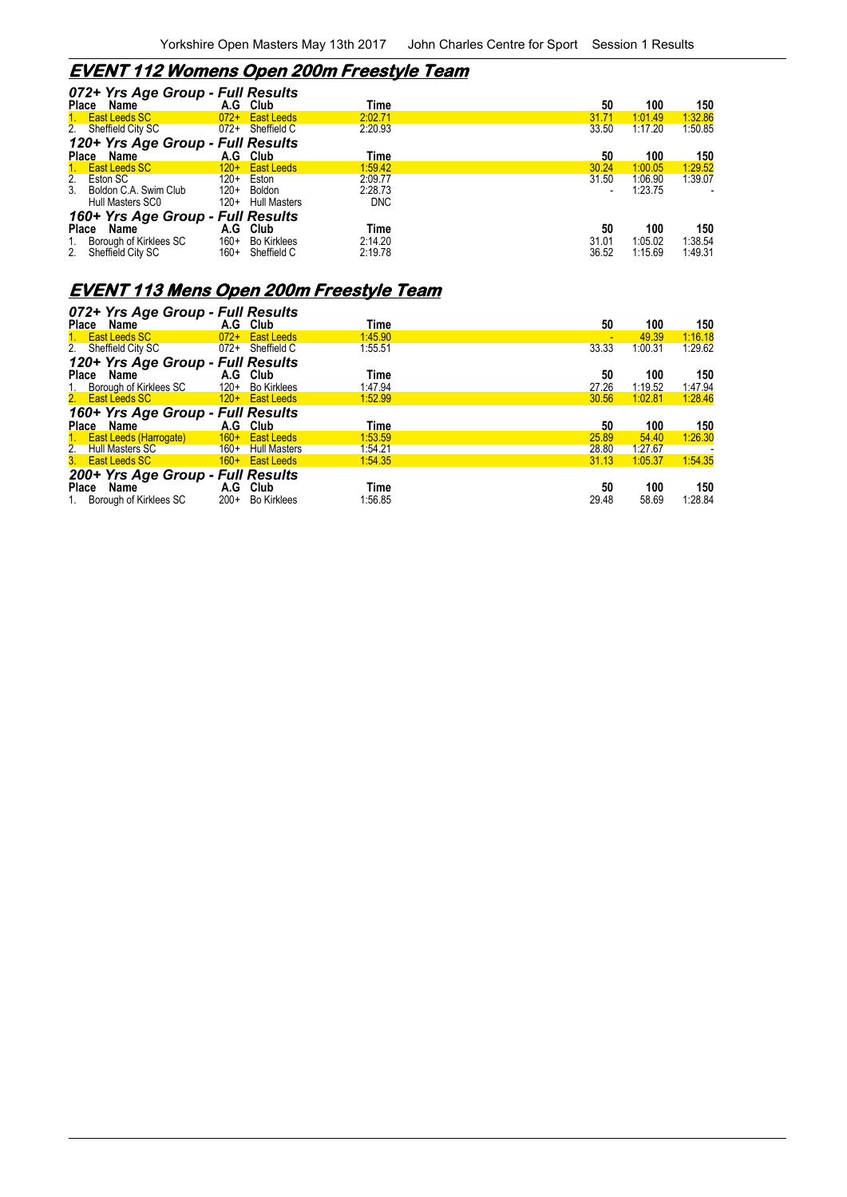## EVENT 112 Womens Open 200m Freestyle Team

### 072+ Yrs Age Group - Full Results

| Place | Name | A.G | Club | Time | 50 | 100 | 150 |
|---|---|---|---|---|---|---|---|
| 1. | East Leeds SC | 072+ | East Leeds | 2:02.71 | 31.71 | 1:01.49 | 1:32.86 |
| 2. | Sheffield City SC | 072+ | Sheffield C | 2:20.93 | 33.50 | 1:17.20 | 1:50.85 |

### 120+ Yrs Age Group - Full Results

| Place | Name | A.G | Club | Time | 50 | 100 | 150 |
|---|---|---|---|---|---|---|---|
| 1. | East Leeds SC | 120+ | East Leeds | 1:59.42 | 30.24 | 1:00.05 | 1:29.52 |
| 2. | Eston SC | 120+ | Eston | 2:09.77 | 31.50 | 1:06.90 | 1:39.07 |
| 3. | Boldon C.A. Swim Club | 120+ | Boldon | 2:28.73 | - | 1:23.75 | - |
| | Hull Masters SC0 | 120+ | Hull Masters | DNC | | | |

### 160+ Yrs Age Group - Full Results

| Place | Name | A.G | Club | Time | 50 | 100 | 150 |
|---|---|---|---|---|---|---|---|
| 1. | Borough of Kirklees SC | 160+ | Bo Kirklees | 2:14.20 | 31.01 | 1:05.02 | 1:38.54 |
| 2. | Sheffield City SC | 160+ | Sheffield C | 2:19.78 | 36.52 | 1:15.69 | 1:49.31 |

## EVENT 113 Mens Open 200m Freestyle Team

### 072+ Yrs Age Group - Full Results

| Place | Name | A.G | Club | Time | 50 | 100 | 150 |
|---|---|---|---|---|---|---|---|
| 1. | East Leeds SC | 072+ | East Leeds | 1:45.90 | - | 49.39 | 1:16.18 |
| 2. | Sheffield City SC | 072+ | Sheffield C | 1:55.51 | 33.33 | 1:00.31 | 1:29.62 |

### 120+ Yrs Age Group - Full Results

| Place | Name | A.G | Club | Time | 50 | 100 | 150 |
|---|---|---|---|---|---|---|---|
| 1. | Borough of Kirklees SC | 120+ | Bo Kirklees | 1:47.94 | 27.26 | 1:19.52 | 1:47.94 |
| 2. | East Leeds SC | 120+ | East Leeds | 1:52.99 | 30.56 | 1:02.81 | 1:28.46 |

### 160+ Yrs Age Group - Full Results

| Place | Name | A.G | Club | Time | 50 | 100 | 150 |
|---|---|---|---|---|---|---|---|
| 1. | East Leeds (Harrogate) | 160+ | East Leeds | 1:53.59 | 25.89 | 54.40 | 1:26.30 |
| 2. | Hull Masters SC | 160+ | Hull Masters | 1:54.21 | 28.80 | 1:27.67 | - |
| 3. | East Leeds SC | 160+ | East Leeds | 1:54.35 | 31.13 | 1:05.37 | 1:54.35 |

### 200+ Yrs Age Group - Full Results

| Place | Name | A.G | Club | Time | 50 | 100 | 150 |
|---|---|---|---|---|---|---|---|
| 1. | Borough of Kirklees SC | 200+ | Bo Kirklees | 1:56.85 | 29.48 | 58.69 | 1:28.84 |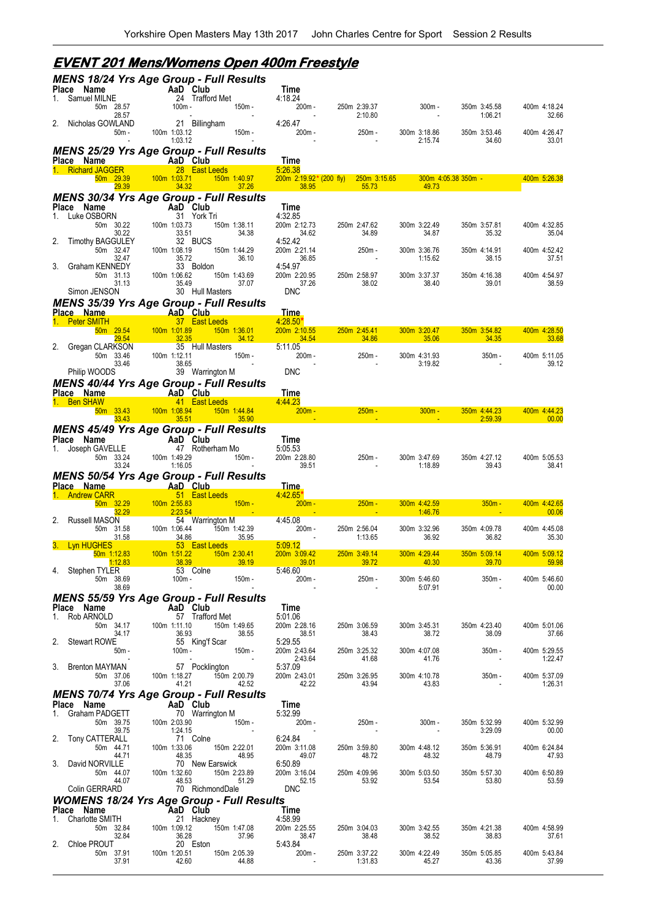# EVENT 201 Mens/Womens Open 400m Freestyle

## MENS 18/24 Yrs Age Group - Full Results

| Place | Name | AaD | Club | Time | | | | | |
|---|---|---|---|---|---|---|---|---|---|
| 1. | Samuel MILNE | 24 | Trafford Met | 4:18.24 | | | | | |
| | 50m 28.57 | 100m - | 150m - | 200m - | 250m 2:39.37 | 300m - | 350m 3:45.58 | 400m 4:18.24 | |
| | 28.57 | - | | - | 2:10.80 | - | 1:06.21 | 32.66 | |
| 2. | Nicholas GOWLAND | 21 | Billingham | 4:26.47 | | | | | |
| | 50m - | 100m 1:03.12 | 150m - | 200m - | 250m - | 300m 3:18.86 | 350m 3:53.46 | 400m 4:26.47 | |
| | - | 1:03.12 | | - | - | 2:15.74 | 34.60 | 33.01 | |

## MENS 25/29 Yrs Age Group - Full Results

| Place | Name | AaD | Club | Time | | | | | |
|---|---|---|---|---|---|---|---|---|---|
| 1. | Richard JAGGER | 28 | East Leeds | 5:26.38 | | | | | |
| | 50m 29.39 | 100m 1:03.71 | 150m 1:40.97 | 200m 2:19.92* (200 fly) | 250m 3:15.65 | 300m 4:05.38 | 350m - | 400m 5:26.38 | |
| | 29.39 | 34.32 | 37.26 | 38.95 | 55.73 | 49.73 | | | |

## MENS 30/34 Yrs Age Group - Full Results

| Place | Name | AaD | Club | Time | | | | | |
|---|---|---|---|---|---|---|---|---|---|
| 1. | Luke OSBORN | 31 | York Tri | 4:32.85 | | | | | |
| | 50m 30.22 | 100m 1:03.73 | 150m 1:38.11 | 200m 2:12.73 | 250m 2:47.62 | 300m 3:22.49 | 350m 3:57.81 | 400m 4:32.85 | |
| | 30.22 | 33.51 | 34.38 | 34.62 | 34.89 | 34.87 | 35.32 | 35.04 | |
| 2. | Timothy BAGGULEY | 32 | BUCS | 4:52.42 | | | | | |
| | 50m 32.47 | 100m 1:08.19 | 150m 1:44.29 | 200m 2:21.14 | 250m - | 300m 3:36.76 | 350m 4:14.91 | 400m 4:52.42 | |
| | 32.47 | 35.72 | 36.10 | 36.85 | - | 1:15.62 | 38.15 | 37.51 | |
| 3. | Graham KENNEDY | 33 | Boldon | 4:54.97 | | | | | |
| | 50m 31.13 | 100m 1:06.62 | 150m 1:43.69 | 200m 2:20.95 | 250m 2:58.97 | 300m 3:37.37 | 350m 4:16.38 | 400m 4:54.97 | |
| | 31.13 | 35.49 | 37.07 | 37.26 | 38.02 | 38.40 | 39.01 | 38.59 | |
| | Simon JENSON | 30 | Hull Masters | DNC | | | | | |

## MENS 35/39 Yrs Age Group - Full Results

| Place | Name | AaD | Club | Time | | | | | |
|---|---|---|---|---|---|---|---|---|---|
| 1. | Peter SMITH | 37 | East Leeds | 4:28.50* | | | | | |
| | 50m 29.54 | 100m 1:01.89 | 150m 1:36.01 | 200m 2:10.55 | 250m 2:45.41 | 300m 3:20.47 | 350m 3:54.82 | 400m 4:28.50 | |
| | 29.54 | 32.35 | 34.12 | 34.54 | 34.86 | 35.06 | 34.35 | 33.68 | |
| 2. | Gregan CLARKSON | 35 | Hull Masters | 5:11.05 | | | | | |
| | 50m 33.46 | 100m 1:12.11 | 150m - | 200m - | 250m - | 300m 4:31.93 | 350m - | 400m 5:11.05 | |
| | 33.46 | 38.65 | | - | - | 3:19.82 | - | 39.12 | |
| | Philip WOODS | 39 | Warrington M | DNC | | | | | |

## MENS 40/44 Yrs Age Group - Full Results

| Place | Name | AaD | Club | Time | | | | | |
|---|---|---|---|---|---|---|---|---|---|
| 1. | Ben SHAW | 41 | East Leeds | 4:44.23 | | | | | |
| | 50m 33.43 | 100m 1:08.94 | 150m 1:44.84 | 200m - | 250m - | 300m - | 350m 4:44.23 | 400m 4:44.23 | |
| | 33.43 | 35.51 | 35.90 | - | - | - | 2:59.39 | 00.00 | |

## MENS 45/49 Yrs Age Group - Full Results

| Place | Name | AaD | Club | Time | | | | | |
|---|---|---|---|---|---|---|---|---|---|
| 1. | Joseph GAVELLE | 47 | Rotherham Mo | 5:05.53 | | | | | |
| | 50m 33.24 | 100m 1:49.29 | 150m - | 200m 2:28.80 | 250m - | 300m 3:47.69 | 350m 4:27.12 | 400m 5:05.53 | |
| | 33.24 | 1:16.05 | | 39.51 | - | 1:18.89 | 39.43 | 38.41 | |

## MENS 50/54 Yrs Age Group - Full Results

| Place | Name | AaD | Club | Time | | | | | |
|---|---|---|---|---|---|---|---|---|---|
| 1. | Andrew CARR | 51 | East Leeds | 4:42.65* | | | | | |
| | 50m 32.29 | 100m 2:55.83 | 150m - | 200m - | 250m - | 300m 4:42.59 | 350m - | 400m 4:42.65 | |
| | 32.29 | 2:23.54 | - | - | - | 1:46.76 | - | 00.06 | |
| 2. | Russell MASON | 54 | Warrington M | 4:45.08 | | | | | |
| | 50m 31.58 | 100m 1:06.44 | 150m 1:42.39 | 200m - | 250m 2:56.04 | 300m 3:32.96 | 350m 4:09.78 | 400m 4:45.08 | |
| | 31.58 | 34.86 | 35.95 | - | 1:13.65 | 36.92 | 36.82 | 35.30 | |
| 3. | Lyn HUGHES | 53 | East Leeds | 5:09.12 | | | | | |
| | 50m 1:12.83 | 100m 1:51.22 | 150m 2:30.41 | 200m 3:09.42 | 250m 3:49.14 | 300m 4:29.44 | 350m 5:09.14 | 400m 5:09.12 | |
| | 1:12.83 | 38.39 | 39.19 | 39.01 | 39.72 | 40.30 | 39.70 | 59.98 | |
| 4. | Stephen TYLER | 53 | Colne | 5:46.60 | | | | | |
| | 50m 38.69 | 100m - | 150m - | 200m - | 250m - | 300m 5:46.60 | 350m - | 400m 5:46.60 | |
| | 38.69 | - | | - | - | 5:07.91 | - | 00.00 | |

## MENS 55/59 Yrs Age Group - Full Results

| Place | Name | AaD | Club | Time | | | | | |
|---|---|---|---|---|---|---|---|---|---|
| 1. | Rob ARNOLD | 57 | Trafford Met | 5:01.06 | | | | | |
| | 50m 34.17 | 100m 1:11.10 | 150m 1:49.65 | 200m 2:28.16 | 250m 3:06.59 | 300m 3:45.31 | 350m 4:23.40 | 400m 5:01.06 | |
| | 34.17 | 36.93 | 38.55 | 38.51 | 38.43 | 38.72 | 38.09 | 37.66 | |
| 2. | Stewart ROWE | 55 | King'f Scar | 5:29.55 | | | | | |
| | 50m - | 100m - | 150m - | 200m 2:43.64 | 250m 3:25.32 | 300m 4:07.08 | 350m - | 400m 5:29.55 | |
| | - | - | - | 2:43.64 | 41.68 | 41.76 | - | 1:22.47 | |
| 3. | Brenton MAYMAN | 57 | Pocklington | 5:37.09 | | | | | |
| | 50m 37.06 | 100m 1:18.27 | 150m 2:00.79 | 200m 2:43.01 | 250m 3:26.95 | 300m 4:10.78 | 350m - | 400m 5:37.09 | |
| | 37.06 | 41.21 | 42.52 | 42.22 | 43.94 | 43.83 | - | 1:26.31 | |

## MENS 70/74 Yrs Age Group - Full Results

| Place | Name | AaD | Club | Time | | | | | |
|---|---|---|---|---|---|---|---|---|---|
| 1. | Graham PADGETT | 70 | Warrington M | 5:32.99 | | | | | |
| | 50m 39.75 | 100m 2:03.90 | 150m - | 200m - | 250m - | 300m - | 350m 5:32.99 | 400m 5:32.99 | |
| | 39.75 | 1:24.15 | | - | - | - | 3:29.09 | 00.00 | |
| 2. | Tony CATTERALL | 71 | Colne | 6:24.84 | | | | | |
| | 50m 44.71 | 100m 1:33.06 | 150m 2:22.01 | 200m 3:11.08 | 250m 3:59.80 | 300m 4:48.12 | 350m 5:36.91 | 400m 6:24.84 | |
| | 44.71 | 48.35 | 48.95 | 49.07 | 48.72 | 48.32 | 48.79 | 47.93 | |
| 3. | David NORVILLE | 70 | New Earswick | 6:50.89 | | | | | |
| | 50m 44.07 | 100m 1:32.60 | 150m 2:23.89 | 200m 3:16.04 | 250m 4:09.96 | 300m 5:03.50 | 350m 5:57.30 | 400m 6:50.89 | |
| | 44.07 | 48.53 | 51.29 | 52.15 | 53.92 | 53.54 | 53.80 | 53.59 | |
| | Colin GERRARD | 70 | RichmondDale | DNC | | | | | |

## WOMENS 18/24 Yrs Age Group - Full Results

| Place | Name | AaD | Club | Time | | | | | |
|---|---|---|---|---|---|---|---|---|---|
| 1. | Charlotte SMITH | 21 | Hackney | 4:58.99 | | | | | |
| | 50m 32.84 | 100m 1:09.12 | 150m 1:47.08 | 200m 2:25.55 | 250m 3:04.03 | 300m 3:42.55 | 350m 4:21.38 | 400m 4:58.99 | |
| | 32.84 | 36.28 | 37.96 | 38.47 | 38.48 | 38.52 | 38.83 | 37.61 | |
| 2. | Chloe PROUT | 20 | Eston | 5:43.84 | | | | | |
| | 50m 37.91 | 100m 1:20.51 | 150m 2:05.39 | 200m - | 250m 3:37.22 | 300m 4:22.49 | 350m 5:05.85 | 400m 5:43.84 | |
| | 37.91 | 42.60 | 44.88 | - | 1:31.83 | 45.27 | 43.36 | 37.99 | |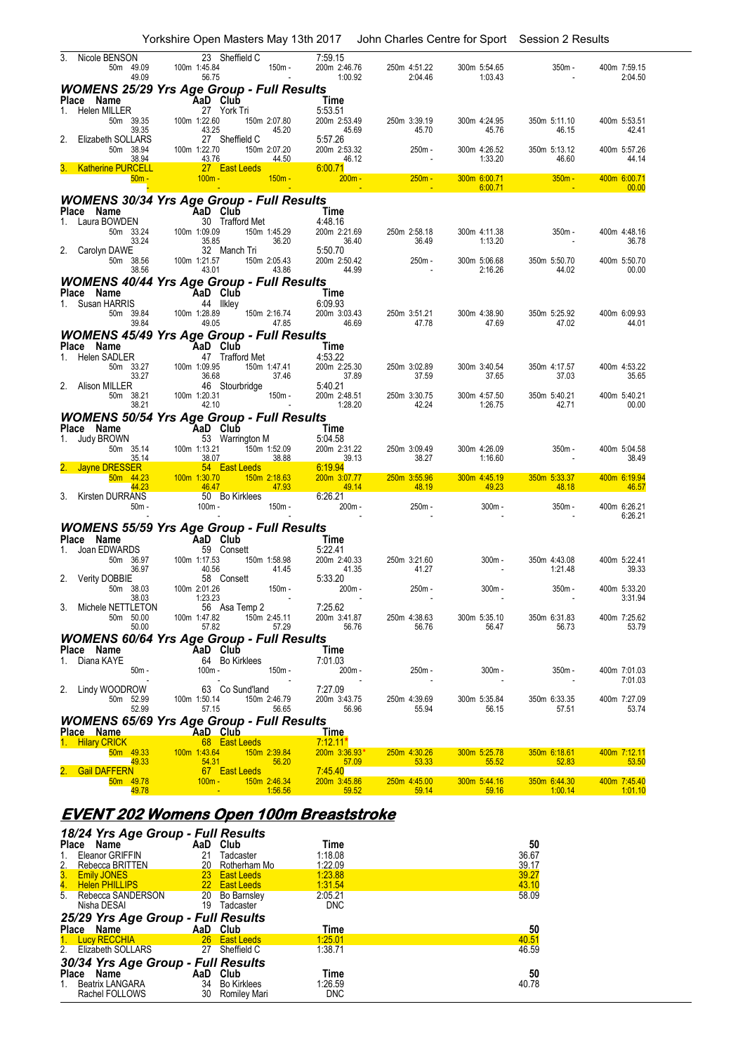3. Nicole BENSON 23 Sheffield C 7:59.15

| 50m 49.09 | 100m 1:45.84 | 150m - | 200m 2:46.76 | 250m 4:51.22 | 300m 5:54.65 | 350m - | 400m 7:59.15 |
|---|---|---|---|---|---|---|---|
| 49.09 | 56.75 | - | 1:00.92 | 2:04.46 | 1:03.43 | - | 2:04.50 |

### *WOMENS 25/29 Yrs Age Group - Full Results*

| Place | Name | AaD | Club | Time |
|---|---|---|---|---|
| 1. | Helen MILLER | 27 | York Tri | 5:53.51 |

| 50m 39.35 | 100m 1:22.60 | 150m 2:07.80 | 200m 2:53.49 | 250m 3:39.19 | 300m 4:24.95 | 350m 5:11.10 | 400m 5:53.51 |
|---|---|---|---|---|---|---|---|
| 39.35 | 43.25 | 45.20 | 45.69 | 45.70 | 45.76 | 46.15 | 42.41 |

2. Elizabeth SOLLARS 27 Sheffield C 5:57.26

| 50m 38.94 | 100m 1:22.70 | 150m 2:07.20 | 200m 2:53.32 | 250m - | 300m 4:26.52 | 350m 5:13.12 | 400m 5:57.26 |
|---|---|---|---|---|---|---|---|
| 38.94 | 43.76 | 44.50 | 46.12 | - | 1:33.20 | 46.60 | 44.14 |

3. Katherine PURCELL 27 East Leeds 6:00.71

| 50m - | 100m - | 150m - | 200m - | 250m - | 300m 6:00.71 | 350m - | 400m 6:00.71 |
|---|---|---|---|---|---|---|---|
| - | - | - | - | - | 6:00.71 | - | 00.00 |

### *WOMENS 30/34 Yrs Age Group - Full Results*

| Place | Name | AaD | Club | Time |
|---|---|---|---|---|
| 1. | Laura BOWDEN | 30 | Trafford Met | 4:48.16 |

| 50m 33.24 | 100m 1:09.09 | 150m 1:45.29 | 200m 2:21.69 | 250m 2:58.18 | 300m 4:11.38 | 350m - | 400m 4:48.16 |
|---|---|---|---|---|---|---|---|
| 33.24 | 35.85 | 36.20 | 36.40 | 36.49 | 1:13.20 | - | 36.78 |

2. Carolyn DAWE 32 Manch Tri 5:50.70

| 50m 38.56 | 100m 1:21.57 | 150m 2:05.43 | 200m 2:50.42 | 250m - | 300m 5:06.68 | 350m 5:50.70 | 400m 5:50.70 |
|---|---|---|---|---|---|---|---|
| 38.56 | 43.01 | 43.86 | 44.99 | - | 2:16.26 | 44.02 | 00.00 |

### *WOMENS 40/44 Yrs Age Group - Full Results*

| Place | Name | AaD | Club | Time |
|---|---|---|---|---|
| 1. | Susan HARRIS | 44 | Ilkley | 6:09.93 |

| 50m 39.84 | 100m 1:28.89 | 150m 2:16.74 | 200m 3:03.43 | 250m 3:51.21 | 300m 4:38.90 | 350m 5:25.92 | 400m 6:09.93 |
|---|---|---|---|---|---|---|---|
| 39.84 | 49.05 | 47.85 | 46.69 | 47.78 | 47.69 | 47.02 | 44.01 |

### *WOMENS 45/49 Yrs Age Group - Full Results*

| Place | Name | AaD | Club | Time |
|---|---|---|---|---|
| 1. | Helen SADLER | 47 | Trafford Met | 4:53.22 |

| 50m 33.27 | 100m 1:09.95 | 150m 1:47.41 | 200m 2:25.30 | 250m 3:02.89 | 300m 3:40.54 | 350m 4:17.57 | 400m 4:53.22 |
|---|---|---|---|---|---|---|---|
| 33.27 | 36.68 | 37.46 | 37.89 | 37.59 | 37.65 | 37.03 | 35.65 |

2. Alison MILLER 46 Stourbridge 5:40.21

| 50m 38.21 | 100m 1:20.31 | 150m - | 200m 2:48.51 | 250m 3:30.75 | 300m 4:57.50 | 350m 5:40.21 | 400m 5:40.21 |
|---|---|---|---|---|---|---|---|
| 38.21 | 42.10 | - | 1:28.20 | 42.24 | 1:26.75 | 42.71 | 00.00 |

### *WOMENS 50/54 Yrs Age Group - Full Results*

| Place | Name | AaD | Club | Time |
|---|---|---|---|---|
| 1. | Judy BROWN | 53 | Warrington M | 5:04.58 |

| 50m 35.14 | 100m 1:13.21 | 150m 1:52.09 | 200m 2:31.22 | 250m 3:09.49 | 300m 4:26.09 | 350m - | 400m 5:04.58 |
|---|---|---|---|---|---|---|---|
| 35.14 | 38.07 | 38.88 | 39.13 | 38.27 | 1:16.60 | - | 38.49 |

2. Jayne DRESSER 54 East Leeds 6:19.94

| 50m 44.23 | 100m 1:30.70 | 150m 2:18.63 | 200m 3:07.77 | 250m 3:55.96 | 300m 4:45.19 | 350m 5:33.37 | 400m 6:19.94 |
|---|---|---|---|---|---|---|---|
| 44.23 | 46.47 | 47.93 | 49.14 | 48.19 | 49.23 | 48.18 | 46.57 |

3. Kirsten DURRANS 50 Bo Kirklees 6:26.21

| 50m - | 100m - | 150m - | 200m - | 250m - | 300m - | 350m - | 400m 6:26.21 |
|---|---|---|---|---|---|---|---|
| - | - | - | - | - | - | - | 6:26.21 |

### *WOMENS 55/59 Yrs Age Group - Full Results*

| Place | Name | AaD | Club | Time |
|---|---|---|---|---|
| 1. | Joan EDWARDS | 59 | Consett | 5:22.41 |

| 50m 36.97 | 100m 1:17.53 | 150m 1:58.98 | 200m 2:40.33 | 250m 3:21.60 | 300m - | 350m 4:43.08 | 400m 5:22.41 |
|---|---|---|---|---|---|---|---|
| 36.97 | 40.56 | 41.45 | 41.35 | 41.27 | - | 1:21.48 | 39.33 |

2. Verity DOBBIE 58 Consett 5:33.20

| 50m 38.03 | 100m 2:01.26 | 150m - | 200m - | 250m - | 300m - | 350m - | 400m 5:33.20 |
|---|---|---|---|---|---|---|---|
| 38.03 | 1:23.23 | - | - | - | - | - | 3:31.94 |

3. Michele NETTLETON 56 Asa Temp 2 7:25.62

| 50m 50.00 | 100m 1:47.82 | 150m 2:45.11 | 200m 3:41.87 | 250m 4:38.63 | 300m 5:35.10 | 350m 6:31.83 | 400m 7:25.62 |
|---|---|---|---|---|---|---|---|
| 50.00 | 57.82 | 57.29 | 56.76 | 56.76 | 56.47 | 56.73 | 53.79 |

### *WOMENS 60/64 Yrs Age Group - Full Results*

| Place | Name | AaD | Club | Time |
|---|---|---|---|---|
| 1. | Diana KAYE | 64 | Bo Kirklees | 7:01.03 |

| 50m - | 100m - | 150m - | 200m - | 250m - | 300m - | 350m - | 400m 7:01.03 |
|---|---|---|---|---|---|---|---|
| - | - | - | - | - | - | - | 7:01.03 |

2. Lindy WOODROW 63 Co Sund'land 7:27.09

| 50m 52.99 | 100m 1:50.14 | 150m 2:46.79 | 200m 3:43.75 | 250m 4:39.69 | 300m 5:35.84 | 350m 6:33.35 | 400m 7:27.09 |
|---|---|---|---|---|---|---|---|
| 52.99 | 57.15 | 56.65 | 56.96 | 55.94 | 56.15 | 57.51 | 53.74 |

### *WOMENS 65/69 Yrs Age Group - Full Results*

| Place | Name | AaD | Club | Time |
|---|---|---|---|---|
| 1. | Hilary CRICK | 68 | East Leeds | 7:12.11* |

| 50m 49.33 | 100m 1:43.64 | 150m 2:39.84 | 200m 3:36.93* | 250m 4:30.26 | 300m 5:25.78 | 350m 6:18.61 | 400m 7:12.11 |
|---|---|---|---|---|---|---|---|
| 49.33 | 54.31 | 56.20 | 57.09 | 53.33 | 55.52 | 52.83 | 53.50 |

2. Gail DAFFERN 67 East Leeds 7:45.40

| 50m 49.78 | 100m - | 150m 2:46.34 | 200m 3:45.86 | 250m 4:45.00 | 300m 5:44.16 | 350m 6:44.30 | 400m 7:45.40 |
|---|---|---|---|---|---|---|---|
| 49.78 | - | 1:56.56 | 59.52 | 59.14 | 59.16 | 1:00.14 | 1:01.10 |

## ***EVENT 202 Womens Open 100m Breaststroke***

### *18/24 Yrs Age Group - Full Results*

| Place | Name | AaD | Club | Time | 50 |
|---|---|---|---|---|---|
| 1. | Eleanor GRIFFIN | 21 | Tadcaster | 1:18.08 | 36.67 |
| 2. | Rebecca BRITTEN | 20 | Rotherham Mo | 1:22.09 | 39.17 |
| 3. | Emily JONES | 23 | East Leeds | 1:23.88 | 39.27 |
| 4. | Helen PHILLIPS | 22 | East Leeds | 1:31.54 | 43.10 |
| 5. | Rebecca SANDERSON | 20 | Bo Barnsley | 2:05.21 | 58.09 |
| | Nisha DESAI | 19 | Tadcaster | DNC | |

### *25/29 Yrs Age Group - Full Results*

| Place | Name | AaD | Club | Time | 50 |
|---|---|---|---|---|---|
| 1. | Lucy RECCHIA | 26 | East Leeds | 1:25.01 | 40.51 |
| 2. | Elizabeth SOLLARS | 27 | Sheffield C | 1:38.71 | 46.59 |

### *30/34 Yrs Age Group - Full Results*

| Place | Name | AaD | Club | Time | 50 |
|---|---|---|---|---|---|
| 1. | Beatrix LANGARA | 34 | Bo Kirklees | 1:26.59 | 40.78 |
| | Rachel FOLLOWS | 30 | Romiley Mari | DNC | |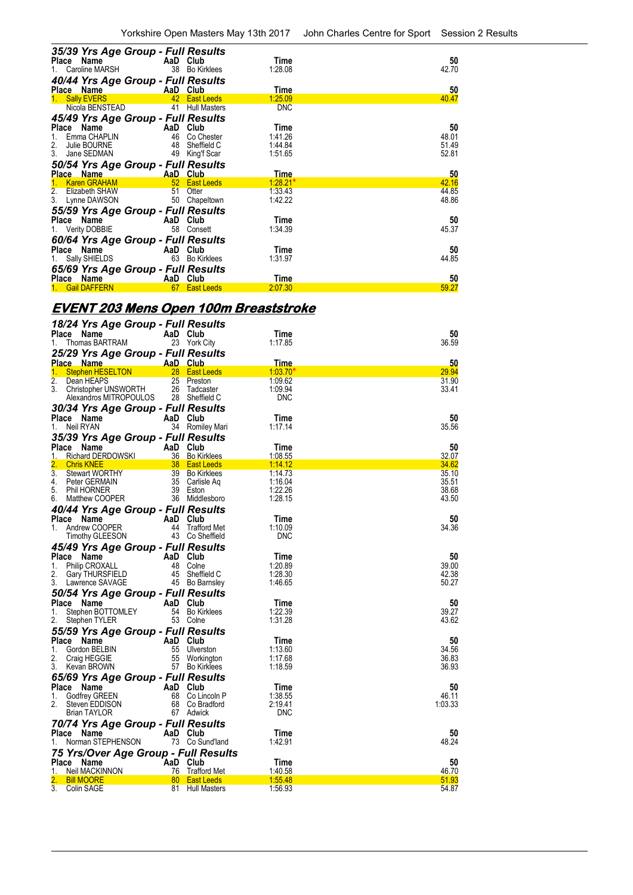### 35/39 Yrs Age Group - Full Results

| Place | Name | AaD | Club | Time | 50 |
|---|---|---|---|---|---|
| 1. | Caroline MARSH | 38 | Bo Kirklees | 1:28.08 | 42.70 |

### 40/44 Yrs Age Group - Full Results

| Place | Name | AaD | Club | Time | 50 |
|---|---|---|---|---|---|
| 1. | Sally EVERS | 42 | East Leeds | 1:25.09 | 40.47 |
| | Nicola BENSTEAD | 41 | Hull Masters | DNC | |

### 45/49 Yrs Age Group - Full Results

| Place | Name | AaD | Club | Time | 50 |
|---|---|---|---|---|---|
| 1. | Emma CHAPLIN | 46 | Co Chester | 1:41.26 | 48.01 |
| 2. | Julie BOURNE | 48 | Sheffield C | 1:44.84 | 51.49 |
| 3. | Jane SEDMAN | 49 | King'f Scar | 1:51.65 | 52.81 |

### 50/54 Yrs Age Group - Full Results

| Place | Name | AaD | Club | Time | 50 |
|---|---|---|---|---|---|
| 1. | Karen GRAHAM | 52 | East Leeds | 1:28.21* | 42.16 |
| 2. | Elizabeth SHAW | 51 | Otter | 1:33.43 | 44.85 |
| 3. | Lynne DAWSON | 50 | Chapeltown | 1:42.22 | 48.86 |

### 55/59 Yrs Age Group - Full Results

| Place | Name | AaD | Club | Time | 50 |
|---|---|---|---|---|---|
| 1. | Verity DOBBIE | 58 | Consett | 1:34.39 | 45.37 |

### 60/64 Yrs Age Group - Full Results

| Place | Name | AaD | Club | Time | 50 |
|---|---|---|---|---|---|
| 1. | Sally SHIELDS | 63 | Bo Kirklees | 1:31.97 | 44.85 |

### 65/69 Yrs Age Group - Full Results

| Place | Name | AaD | Club | Time | 50 |
|---|---|---|---|---|---|
| 1. | Gail DAFFERN | 67 | East Leeds | 2:07.30 | 59.27 |

## EVENT 203 Mens Open 100m Breaststroke

### 18/24 Yrs Age Group - Full Results

| Place | Name | AaD | Club | Time | 50 |
|---|---|---|---|---|---|
| 1. | Thomas BARTRAM | 23 | York City | 1:17.85 | 36.59 |

### 25/29 Yrs Age Group - Full Results

| Place | Name | AaD | Club | Time | 50 |
|---|---|---|---|---|---|
| 1. | Stephen HESELTON | 28 | East Leeds | 1:03.70* | 29.94 |
| 2. | Dean HEAPS | 25 | Preston | 1:09.62 | 31.90 |
| 3. | Christopher UNSWORTH | 26 | Tadcaster | 1:09.94 | 33.41 |
| | Alexandros MITROPOULOS | 28 | Sheffield C | DNC | |

### 30/34 Yrs Age Group - Full Results

| Place | Name | AaD | Club | Time | 50 |
|---|---|---|---|---|---|
| 1. | Neil RYAN | 34 | Romiley Mari | 1:17.14 | 35.56 |

### 35/39 Yrs Age Group - Full Results

| Place | Name | AaD | Club | Time | 50 |
|---|---|---|---|---|---|
| 1. | Richard DERDOWSKI | 36 | Bo Kirklees | 1:08.55 | 32.07 |
| 2. | Chris KNEE | 38 | East Leeds | 1:14.12 | 34.62 |
| 3. | Stewart WORTHY | 39 | Bo Kirklees | 1:14.73 | 35.10 |
| 4. | Peter GERMAIN | 35 | Carlisle Aq | 1:16.04 | 35.51 |
| 5. | Phil HORNER | 39 | Eston | 1:22.26 | 38.68 |
| 6. | Matthew COOPER | 36 | Middlesboro | 1:28.15 | 43.50 |

### 40/44 Yrs Age Group - Full Results

| Place | Name | AaD | Club | Time | 50 |
|---|---|---|---|---|---|
| 1. | Andrew COOPER | 44 | Trafford Met | 1:10.09 | 34.36 |
| | Timothy GLEESON | 43 | Co Sheffield | DNC | |

### 45/49 Yrs Age Group - Full Results

| Place | Name | AaD | Club | Time | 50 |
|---|---|---|---|---|---|
| 1. | Philip CROXALL | 48 | Colne | 1:20.89 | 39.00 |
| 2. | Gary THURSFIELD | 45 | Sheffield C | 1:28.30 | 42.38 |
| 3. | Lawrence SAVAGE | 45 | Bo Barnsley | 1:46.65 | 50.27 |

### 50/54 Yrs Age Group - Full Results

| Place | Name | AaD | Club | Time | 50 |
|---|---|---|---|---|---|
| 1. | Stephen BOTTOMLEY | 54 | Bo Kirklees | 1:22.39 | 39.27 |
| 2. | Stephen TYLER | 53 | Colne | 1:31.28 | 43.62 |

### 55/59 Yrs Age Group - Full Results

| Place | Name | AaD | Club | Time | 50 |
|---|---|---|---|---|---|
| 1. | Gordon BELBIN | 55 | Ulverston | 1:13.60 | 34.56 |
| 2. | Craig HEGGIE | 55 | Workington | 1:17.68 | 36.83 |
| 3. | Kevan BROWN | 57 | Bo Kirklees | 1:18.59 | 36.93 |

### 65/69 Yrs Age Group - Full Results

| Place | Name | AaD | Club | Time | 50 |
|---|---|---|---|---|---|
| 1. | Godfrey GREEN | 68 | Co Lincoln P | 1:38.55 | 46.11 |
| 2. | Steven EDDISON | 68 | Co Bradford | 2:19.41 | 1:03.33 |
| | Brian TAYLOR | 67 | Adwick | DNC | |

### 70/74 Yrs Age Group - Full Results

| Place | Name | AaD | Club | Time | 50 |
|---|---|---|---|---|---|
| 1. | Norman STEPHENSON | 73 | Co Sund'land | 1:42.91 | 48.24 |

### 75 Yrs/Over Age Group - Full Results

| Place | Name | AaD | Club | Time | 50 |
|---|---|---|---|---|---|
| 1. | Neil MACKINNON | 76 | Trafford Met | 1:40.58 | 46.70 |
| 2. | Bill MOORE | 80 | East Leeds | 1:55.48 | 51.93 |
| 3. | Colin SAGE | 81 | Hull Masters | 1:56.93 | 54.87 |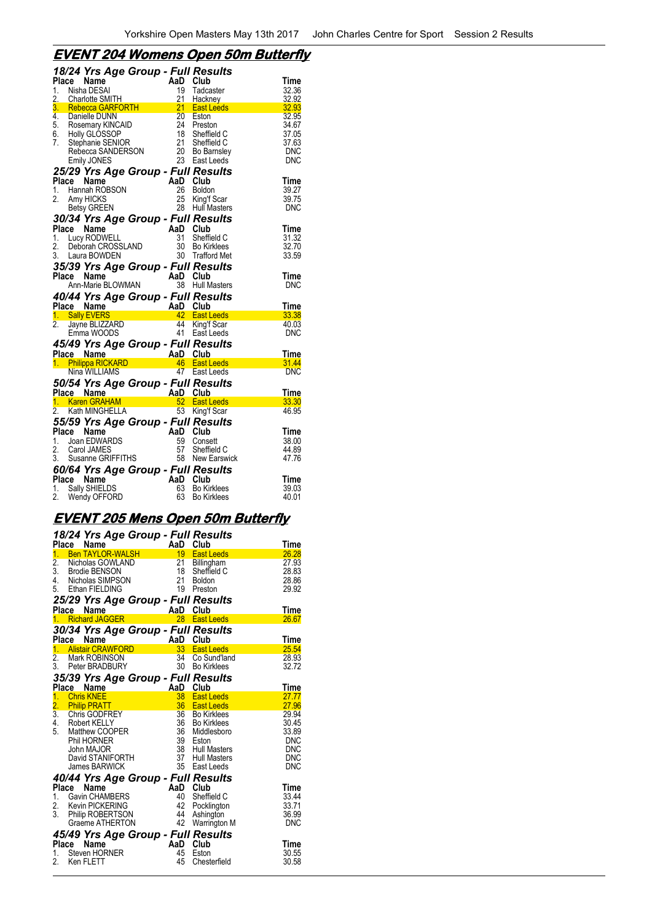## EVENT 204 Womens Open 50m Butterfly

### 18/24 Yrs Age Group - Full Results

| Place | Name | AaD | Club | Time |
|---|---|---|---|---|
| 1. | Nisha DESAI | 19 | Tadcaster | 32.36 |
| 2. | Charlotte SMITH | 21 | Hackney | 32.92 |
| 3. | Rebecca GARFORTH | 21 | East Leeds | 32.93 |
| 4. | Danielle DUNN | 20 | Eston | 32.95 |
| 5. | Rosemary KINCAID | 24 | Preston | 34.67 |
| 6. | Holly GLOSSOP | 18 | Sheffield C | 37.05 |
| 7. | Stephanie SENIOR | 21 | Sheffield C | 37.63 |
| | Rebecca SANDERSON | 20 | Bo Barnsley | DNC |
| | Emily JONES | 23 | East Leeds | DNC |

### 25/29 Yrs Age Group - Full Results

| Place | Name | AaD | Club | Time |
|---|---|---|---|---|
| 1. | Hannah ROBSON | 26 | Boldon | 39.27 |
| 2. | Amy HICKS | 25 | King'f Scar | 39.75 |
| | Betsy GREEN | 28 | Hull Masters | DNC |

### 30/34 Yrs Age Group - Full Results

| Place | Name | AaD | Club | Time |
|---|---|---|---|---|
| 1. | Lucy RODWELL | 31 | Sheffield C | 31.32 |
| 2. | Deborah CROSSLAND | 30 | Bo Kirklees | 32.70 |
| 3. | Laura BOWDEN | 30 | Trafford Met | 33.59 |

### 35/39 Yrs Age Group - Full Results

| Place | Name | AaD | Club | Time |
|---|---|---|---|---|
| | Ann-Marie BLOWMAN | 38 | Hull Masters | DNC |

### 40/44 Yrs Age Group - Full Results

| Place | Name | AaD | Club | Time |
|---|---|---|---|---|
| 1. | Sally EVERS | 42 | East Leeds | 33.38 |
| 2. | Jayne BLIZZARD | 44 | King'f Scar | 40.03 |
| | Emma WOODS | 41 | East Leeds | DNC |

### 45/49 Yrs Age Group - Full Results

| Place | Name | AaD | Club | Time |
|---|---|---|---|---|
| 1. | Philippa RICKARD | 46 | East Leeds | 31.44 |
| | Nina WILLIAMS | 47 | East Leeds | DNC |

### 50/54 Yrs Age Group - Full Results

| Place | Name | AaD | Club | Time |
|---|---|---|---|---|
| 1. | Karen GRAHAM | 52 | East Leeds | 33.30 |
| 2. | Kath MINGHELLA | 53 | King'f Scar | 46.95 |

### 55/59 Yrs Age Group - Full Results

| Place | Name | AaD | Club | Time |
|---|---|---|---|---|
| 1. | Joan EDWARDS | 59 | Consett | 38.00 |
| 2. | Carol JAMES | 57 | Sheffield C | 44.89 |
| 3. | Susanne GRIFFITHS | 58 | New Earswick | 47.76 |

### 60/64 Yrs Age Group - Full Results

| Place | Name | AaD | Club | Time |
|---|---|---|---|---|
| 1. | Sally SHIELDS | 63 | Bo Kirklees | 39.03 |
| 2. | Wendy OFFORD | 63 | Bo Kirklees | 40.01 |

## EVENT 205 Mens Open 50m Butterfly

### 18/24 Yrs Age Group - Full Results

| Place | Name | AaD | Club | Time |
|---|---|---|---|---|
| 1. | Ben TAYLOR-WALSH | 19 | East Leeds | 26.28 |
| 2. | Nicholas GOWLAND | 21 | Billingham | 27.93 |
| 3. | Brodie BENSON | 18 | Sheffield C | 28.83 |
| 4. | Nicholas SIMPSON | 21 | Boldon | 28.86 |
| 5. | Ethan FIELDING | 19 | Preston | 29.92 |

### 25/29 Yrs Age Group - Full Results

| Place | Name | AaD | Club | Time |
|---|---|---|---|---|
| 1. | Richard JAGGER | 28 | East Leeds | 26.67 |

### 30/34 Yrs Age Group - Full Results

| Place | Name | AaD | Club | Time |
|---|---|---|---|---|
| 1. | Alistair CRAWFORD | 33 | East Leeds | 25.54 |
| 2. | Mark ROBINSON | 34 | Co Sund'land | 28.93 |
| 3. | Peter BRADBURY | 30 | Bo Kirklees | 32.72 |

### 35/39 Yrs Age Group - Full Results

| Place | Name | AaD | Club | Time |
|---|---|---|---|---|
| 1. | Chris KNEE | 38 | East Leeds | 27.77 |
| 2. | Philip PRATT | 36 | East Leeds | 27.96 |
| 3. | Chris GODFREY | 36 | Bo Kirklees | 29.94 |
| 4. | Robert KELLY | 36 | Bo Kirklees | 30.45 |
| 5. | Matthew COOPER | 36 | Middlesboro | 33.89 |
| | Phil HORNER | 39 | Eston | DNC |
| | John MAJOR | 38 | Hull Masters | DNC |
| | David STANIFORTH | 37 | Hull Masters | DNC |
| | James BARWICK | 35 | East Leeds | DNC |

### 40/44 Yrs Age Group - Full Results

| Place | Name | AaD | Club | Time |
|---|---|---|---|---|
| 1. | Gavin CHAMBERS | 40 | Sheffield C | 33.44 |
| 2. | Kevin PICKERING | 42 | Pocklington | 33.71 |
| 3. | Philip ROBERTSON | 44 | Ashington | 36.99 |
| | Graeme ATHERTON | 42 | Warrington M | DNC |

### 45/49 Yrs Age Group - Full Results

| Place | Name | AaD | Club | Time |
|---|---|---|---|---|
| 1. | Steven HORNER | 45 | Eston | 30.55 |
| 2. | Ken FLETT | 45 | Chesterfield | 30.58 |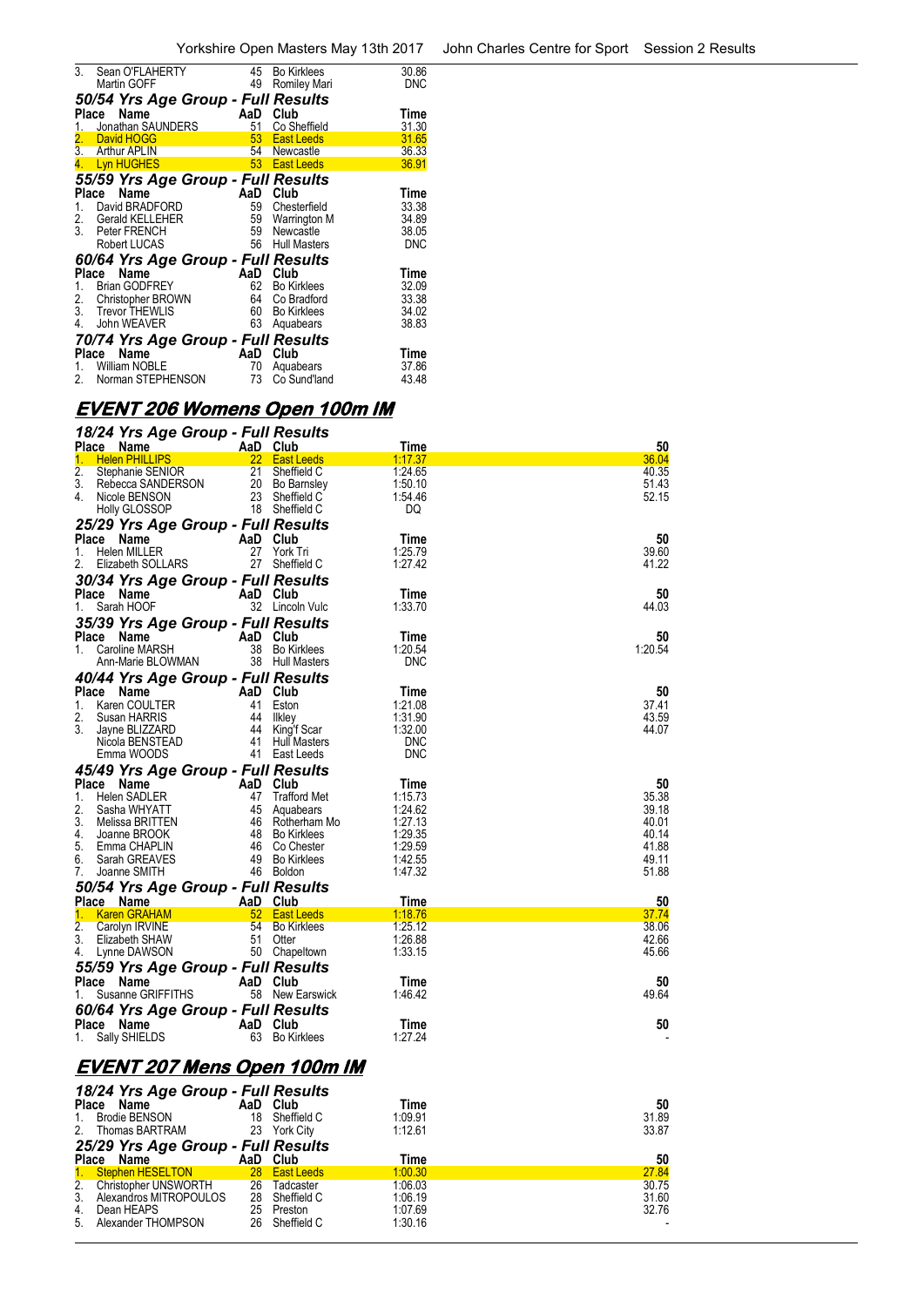| Place | Name | AaD | Club | Time |
|---|---|---|---|---|
| 3. | Sean O'FLAHERTY | 45 | Bo Kirklees | 30.86 |
| | Martin GOFF | 49 | Romiley Mari | DNC |

### 50/54 Yrs Age Group - Full Results

| Place | Name | AaD | Club | Time |
|---|---|---|---|---|
| 1. | Jonathan SAUNDERS | 51 | Co Sheffield | 31.30 |
| 2. | David HOGG | 53 | East Leeds | 31.65 |
| 3. | Arthur APLIN | 54 | Newcastle | 36.33 |
| 4. | Lyn HUGHES | 53 | East Leeds | 36.91 |

### 55/59 Yrs Age Group - Full Results

| Place | Name | AaD | Club | Time |
|---|---|---|---|---|
| 1. | David BRADFORD | 59 | Chesterfield | 33.38 |
| 2. | Gerald KELLEHER | 59 | Warrington M | 34.89 |
| 3. | Peter FRENCH | 59 | Newcastle | 38.05 |
| | Robert LUCAS | 56 | Hull Masters | DNC |

### 60/64 Yrs Age Group - Full Results

| Place | Name | AaD | Club | Time |
|---|---|---|---|---|
| 1. | Brian GODFREY | 62 | Bo Kirklees | 32.09 |
| 2. | Christopher BROWN | 64 | Co Bradford | 33.38 |
| 3. | Trevor THEWLIS | 60 | Bo Kirklees | 34.02 |
| 4. | John WEAVER | 63 | Aquabears | 38.83 |

### 70/74 Yrs Age Group - Full Results

| Place | Name | AaD | Club | Time |
|---|---|---|---|---|
| 1. | William NOBLE | 70 | Aquabears | 37.86 |
| 2. | Norman STEPHENSON | 73 | Co Sund'land | 43.48 |

## EVENT 206 Womens Open 100m IM

### 18/24 Yrs Age Group - Full Results

| Place | Name | AaD | Club | Time | 50 |
|---|---|---|---|---|---|
| 1. | Helen PHILLIPS | 22 | East Leeds | 1:17.37 | 36.04 |
| 2. | Stephanie SENIOR | 21 | Sheffield C | 1:24.65 | 40.35 |
| 3. | Rebecca SANDERSON | 20 | Bo Barnsley | 1:50.10 | 51.43 |
| 4. | Nicole BENSON | 23 | Sheffield C | 1:54.46 | 52.15 |
| | Holly GLOSSOP | 18 | Sheffield C | DQ | |

### 25/29 Yrs Age Group - Full Results

| Place | Name | AaD | Club | Time | 50 |
|---|---|---|---|---|---|
| 1. | Helen MILLER | 27 | York Tri | 1:25.79 | 39.60 |
| 2. | Elizabeth SOLLARS | 27 | Sheffield C | 1:27.42 | 41.22 |

### 30/34 Yrs Age Group - Full Results

| Place | Name | AaD | Club | Time | 50 |
|---|---|---|---|---|---|
| 1. | Sarah HOOF | 32 | Lincoln Vulc | 1:33.70 | 44.03 |

### 35/39 Yrs Age Group - Full Results

| Place | Name | AaD | Club | Time | 50 |
|---|---|---|---|---|---|
| 1. | Caroline MARSH | 38 | Bo Kirklees | 1:20.54 | 1:20.54 |
| | Ann-Marie BLOWMAN | 38 | Hull Masters | DNC | |

### 40/44 Yrs Age Group - Full Results

| Place | Name | AaD | Club | Time | 50 |
|---|---|---|---|---|---|
| 1. | Karen COULTER | 41 | Eston | 1:21.08 | 37.41 |
| 2. | Susan HARRIS | 44 | Ilkley | 1:31.90 | 43.59 |
| 3. | Jayne BLIZZARD | 44 | King'f Scar | 1:32.00 | 44.07 |
| | Nicola BENSTEAD | 41 | Hull Masters | DNC | |
| | Emma WOODS | 41 | East Leeds | DNC | |

### 45/49 Yrs Age Group - Full Results

| Place | Name | AaD | Club | Time | 50 |
|---|---|---|---|---|---|
| 1. | Helen SADLER | 47 | Trafford Met | 1:15.73 | 35.38 |
| 2. | Sasha WHYATT | 45 | Aquabears | 1:24.62 | 39.18 |
| 3. | Melissa BRITTEN | 46 | Rotherham Mo | 1:27.13 | 40.01 |
| 4. | Joanne BROOK | 48 | Bo Kirklees | 1:29.35 | 40.14 |
| 5. | Emma CHAPLIN | 46 | Co Chester | 1:29.59 | 41.88 |
| 6. | Sarah GREAVES | 49 | Bo Kirklees | 1:42.55 | 49.11 |
| 7. | Joanne SMITH | 46 | Boldon | 1:47.32 | 51.88 |

### 50/54 Yrs Age Group - Full Results

| Place | Name | AaD | Club | Time | 50 |
|---|---|---|---|---|---|
| 1. | Karen GRAHAM | 52 | East Leeds | 1:18.76 | 37.74 |
| 2. | Carolyn IRVINE | 54 | Bo Kirklees | 1:25.12 | 38.06 |
| 3. | Elizabeth SHAW | 51 | Otter | 1:26.88 | 42.66 |
| 4. | Lynne DAWSON | 50 | Chapeltown | 1:33.15 | 45.66 |

### 55/59 Yrs Age Group - Full Results

| Place | Name | AaD | Club | Time | 50 |
|---|---|---|---|---|---|
| 1. | Susanne GRIFFITHS | 58 | New Earswick | 1:46.42 | 49.64 |

### 60/64 Yrs Age Group - Full Results

| Place | Name | AaD | Club | Time | 50 |
|---|---|---|---|---|---|
| 1. | Sally SHIELDS | 63 | Bo Kirklees | 1:27.24 | - |

## EVENT 207 Mens Open 100m IM

### 18/24 Yrs Age Group - Full Results

| Place | Name | AaD | Club | Time | 50 |
|---|---|---|---|---|---|
| 1. | Brodie BENSON | 18 | Sheffield C | 1:09.91 | 31.89 |
| 2. | Thomas BARTRAM | 23 | York City | 1:12.61 | 33.87 |

### 25/29 Yrs Age Group - Full Results

| Place | Name | AaD | Club | Time | 50 |
|---|---|---|---|---|---|
| 1. | Stephen HESELTON | 28 | East Leeds | 1:00.30 | 27.84 |
| 2. | Christopher UNSWORTH | 26 | Tadcaster | 1:06.03 | 30.75 |
| 3. | Alexandros MITROPOULOS | 28 | Sheffield C | 1:06.19 | 31.60 |
| 4. | Dean HEAPS | 25 | Preston | 1:07.69 | 32.76 |
| 5. | Alexander THOMPSON | 26 | Sheffield C | 1:30.16 | - |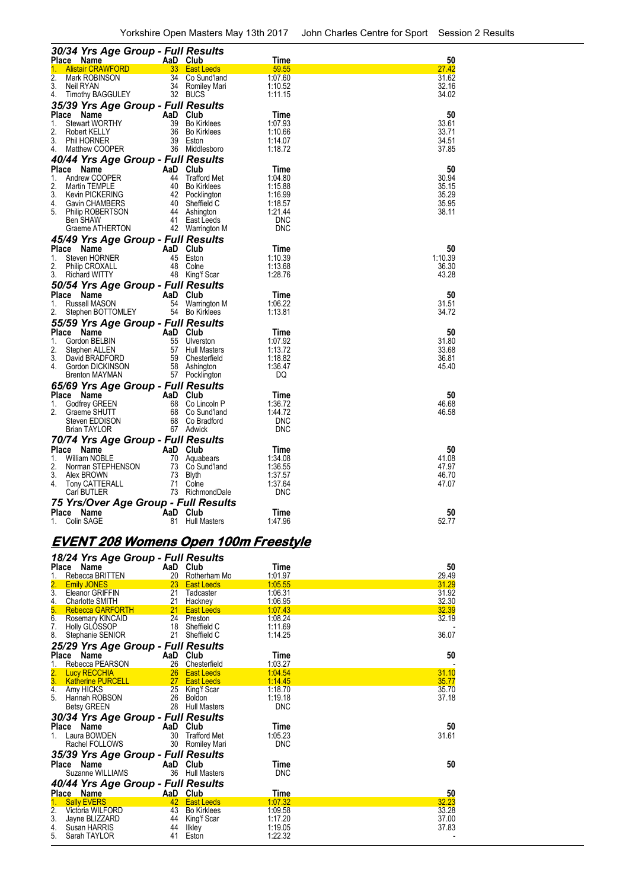### 30/34 Yrs Age Group - Full Results

| Place | Name | AaD | Club | Time | 50 |
|---|---|---|---|---|---|
| 1. | Alistair CRAWFORD | 33 | East Leeds | 59.55 | 27.42 |
| 2. | Mark ROBINSON | 34 | Co Sund'land | 1:07.60 | 31.62 |
| 3. | Neil RYAN | 34 | Romiley Mari | 1:10.52 | 32.16 |
| 4. | Timothy BAGGULEY | 32 | BUCS | 1:11.15 | 34.02 |

### 35/39 Yrs Age Group - Full Results

| Place | Name | AaD | Club | Time | 50 |
|---|---|---|---|---|---|
| 1. | Stewart WORTHY | 39 | Bo Kirklees | 1:07.93 | 33.61 |
| 2. | Robert KELLY | 36 | Bo Kirklees | 1:10.66 | 33.71 |
| 3. | Phil HORNER | 39 | Eston | 1:14.07 | 34.51 |
| 4. | Matthew COOPER | 36 | Middlesboro | 1:18.72 | 37.85 |

### 40/44 Yrs Age Group - Full Results

| Place | Name | AaD | Club | Time | 50 |
|---|---|---|---|---|---|
| 1. | Andrew COOPER | 44 | Trafford Met | 1:04.80 | 30.94 |
| 2. | Martin TEMPLE | 40 | Bo Kirklees | 1:15.88 | 35.15 |
| 3. | Kevin PICKERING | 42 | Pocklington | 1:16.99 | 35.29 |
| 4. | Gavin CHAMBERS | 40 | Sheffield C | 1:18.57 | 35.95 |
| 5. | Philip ROBERTSON | 44 | Ashington | 1:21.44 | 38.11 |
| | Ben SHAW | 41 | East Leeds | DNC | |
| | Graeme ATHERTON | 42 | Warrington M | DNC | |

### 45/49 Yrs Age Group - Full Results

| Place | Name | AaD | Club | Time | 50 |
|---|---|---|---|---|---|
| 1. | Steven HORNER | 45 | Eston | 1:10.39 | 1:10.39 |
| 2. | Philip CROXALL | 48 | Colne | 1:13.68 | 36.30 |
| 3. | Richard WITTY | 48 | King'f Scar | 1:28.76 | 43.28 |

### 50/54 Yrs Age Group - Full Results

| Place | Name | AaD | Club | Time | 50 |
|---|---|---|---|---|---|
| 1. | Russell MASON | 54 | Warrington M | 1:06.22 | 31.51 |
| 2. | Stephen BOTTOMLEY | 54 | Bo Kirklees | 1:13.81 | 34.72 |

### 55/59 Yrs Age Group - Full Results

| Place | Name | AaD | Club | Time | 50 |
|---|---|---|---|---|---|
| 1. | Gordon BELBIN | 55 | Ulverston | 1:07.92 | 31.80 |
| 2. | Stephen ALLEN | 57 | Hull Masters | 1:13.72 | 33.68 |
| 3. | David BRADFORD | 59 | Chesterfield | 1:18.82 | 36.81 |
| 4. | Gordon DICKINSON | 58 | Ashington | 1:36.47 | 45.40 |
| | Brenton MAYMAN | 57 | Pocklington | DQ | |

### 65/69 Yrs Age Group - Full Results

| Place | Name | AaD | Club | Time | 50 |
|---|---|---|---|---|---|
| 1. | Godfrey GREEN | 68 | Co Lincoln P | 1:36.72 | 46.68 |
| 2. | Graeme SHUTT | 68 | Co Sund'land | 1:44.72 | 46.58 |
| | Steven EDDISON | 68 | Co Bradford | DNC | |
| | Brian TAYLOR | 67 | Adwick | DNC | |

### 70/74 Yrs Age Group - Full Results

| Place | Name | AaD | Club | Time | 50 |
|---|---|---|---|---|---|
| 1. | William NOBLE | 70 | Aquabears | 1:34.08 | 41.08 |
| 2. | Norman STEPHENSON | 73 | Co Sund'land | 1:36.55 | 47.97 |
| 3. | Alex BROWN | 73 | Blyth | 1:37.57 | 46.70 |
| 4. | Tony CATTERALL | 71 | Colne | 1:37.64 | 47.07 |
| | Carl BUTLER | 73 | RichmondDale | DNC | |

### 75 Yrs/Over Age Group - Full Results

| Place | Name | AaD | Club | Time | 50 |
|---|---|---|---|---|---|
| 1. | Colin SAGE | 81 | Hull Masters | 1:47.96 | 52.77 |

## EVENT 208 Womens Open 100m Freestyle

### 18/24 Yrs Age Group - Full Results

| Place | Name | AaD | Club | Time | 50 |
|---|---|---|---|---|---|
| 1. | Rebecca BRITTEN | 20 | Rotherham Mo | 1:01.97 | 29.49 |
| 2. | Emily JONES | 23 | East Leeds | 1:05.55 | 31.29 |
| 3. | Eleanor GRIFFIN | 21 | Tadcaster | 1:06.31 | 31.92 |
| 4. | Charlotte SMITH | 21 | Hackney | 1:06.95 | 32.30 |
| 5. | Rebecca GARFORTH | 21 | East Leeds | 1:07.43 | 32.39 |
| 6. | Rosemary KINCAID | 24 | Preston | 1:08.24 | 32.19 |
| 7. | Holly GLOSSOP | 18 | Sheffield C | 1:11.69 | - |
| 8. | Stephanie SENIOR | 21 | Sheffield C | 1:14.25 | 36.07 |

### 25/29 Yrs Age Group - Full Results

| Place | Name | AaD | Club | Time | 50 |
|---|---|---|---|---|---|
| 1. | Rebecca PEARSON | 26 | Chesterfield | 1:03.27 | - |
| 2. | Lucy RECCHIA | 26 | East Leeds | 1:04.54 | 31.10 |
| 3. | Katherine PURCELL | 27 | East Leeds | 1:14.45 | 35.77 |
| 4. | Amy HICKS | 25 | King'f Scar | 1:18.70 | 35.70 |
| 5. | Hannah ROBSON | 26 | Boldon | 1:19.18 | 37.18 |
| | Betsy GREEN | 28 | Hull Masters | DNC | |

### 30/34 Yrs Age Group - Full Results

| Place | Name | AaD | Club | Time | 50 |
|---|---|---|---|---|---|
| 1. | Laura BOWDEN | 30 | Trafford Met | 1:05.23 | 31.61 |
| | Rachel FOLLOWS | 30 | Romiley Mari | DNC | |

### 35/39 Yrs Age Group - Full Results

| Place | Name | AaD | Club | Time | 50 |
|---|---|---|---|---|---|
| | Suzanne WILLIAMS | 36 | Hull Masters | DNC | |

### 40/44 Yrs Age Group - Full Results

| Place | Name | AaD | Club | Time | 50 |
|---|---|---|---|---|---|
| 1. | Sally EVERS | 42 | East Leeds | 1:07.32 | 32.23 |
| 2. | Victoria WILFORD | 43 | Bo Kirklees | 1:09.58 | 33.28 |
| 3. | Jayne BLIZZARD | 44 | King'f Scar | 1:17.20 | 37.00 |
| 4. | Susan HARRIS | 44 | Ilkley | 1:19.05 | 37.83 |
| 5. | Sarah TAYLOR | 41 | Eston | 1:22.32 | - |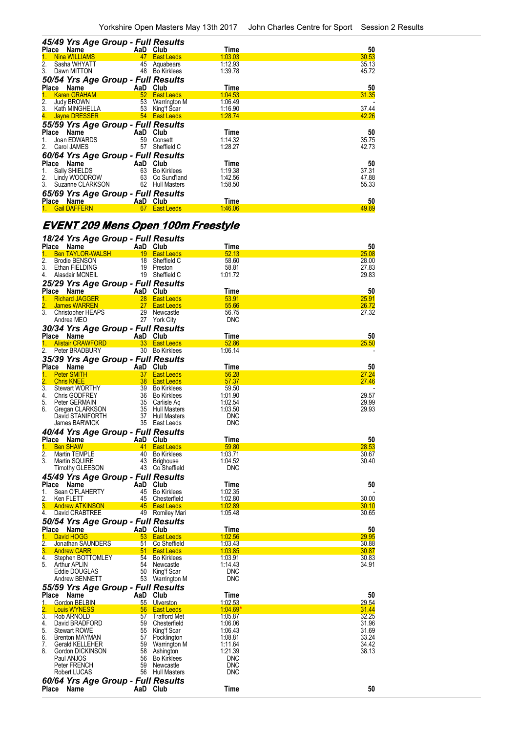### 45/49 Yrs Age Group - Full Results

| Place | Name | AaD | Club | Time | 50 |
|---|---|---|---|---|---|
| 1. | Nina WILLIAMS | 47 | East Leeds | 1:03.03 | 30.53 |
| 2. | Sasha WHYATT | 45 | Aquabears | 1:12.93 | 35.13 |
| 3. | Dawn MITTON | 48 | Bo Kirklees | 1:39.78 | 45.72 |

### 50/54 Yrs Age Group - Full Results

| Place | Name | AaD | Club | Time | 50 |
|---|---|---|---|---|---|
| 1. | Karen GRAHAM | 52 | East Leeds | 1:04.53 | 31.35 |
| 2. | Judy BROWN | 53 | Warrington M | 1:06.49 | - |
| 3. | Kath MINGHELLA | 53 | King'f Scar | 1:16.90 | 37.44 |
| 4. | Jayne DRESSER | 54 | East Leeds | 1:28.74 | 42.26 |

### 55/59 Yrs Age Group - Full Results

| Place | Name | AaD | Club | Time | 50 |
|---|---|---|---|---|---|
| 1. | Joan EDWARDS | 59 | Consett | 1:14.32 | 35.75 |
| 2. | Carol JAMES | 57 | Sheffield C | 1:28.27 | 42.73 |

### 60/64 Yrs Age Group - Full Results

| Place | Name | AaD | Club | Time | 50 |
|---|---|---|---|---|---|
| 1. | Sally SHIELDS | 63 | Bo Kirklees | 1:19.38 | 37.31 |
| 2. | Lindy WOODROW | 63 | Co Sund'land | 1:42.56 | 47.88 |
| 3. | Suzanne CLARKSON | 62 | Hull Masters | 1:58.50 | 55.33 |

### 65/69 Yrs Age Group - Full Results

| Place | Name | AaD | Club | Time | 50 |
|---|---|---|---|---|---|
| 1. | Gail DAFFERN | 67 | East Leeds | 1:46.06 | 49.89 |

## EVENT 209 Mens Open 100m Freestyle

### 18/24 Yrs Age Group - Full Results

| Place | Name | AaD | Club | Time | 50 |
|---|---|---|---|---|---|
| 1. | Ben TAYLOR-WALSH | 19 | East Leeds | 52.13 | 25.08 |
| 2. | Brodie BENSON | 18 | Sheffield C | 58.60 | 28.00 |
| 3. | Ethan FIELDING | 19 | Preston | 58.81 | 27.83 |
| 4. | Alasdair MCNEIL | 19 | Sheffield C | 1:01.72 | 29.83 |

### 25/29 Yrs Age Group - Full Results

| Place | Name | AaD | Club | Time | 50 |
|---|---|---|---|---|---|
| 1. | Richard JAGGER | 28 | East Leeds | 53.91 | 25.91 |
| 2. | James WARREN | 27 | East Leeds | 55.66 | 26.72 |
| 3. | Christopher HEAPS | 29 | Newcastle | 56.75 | 27.32 |
| | Andrea MEO | 27 | York City | DNC | |

### 30/34 Yrs Age Group - Full Results

| Place | Name | AaD | Club | Time | 50 |
|---|---|---|---|---|---|
| 1. | Alistair CRAWFORD | 33 | East Leeds | 52.86 | 25.50 |
| 2. | Peter BRADBURY | 30 | Bo Kirklees | 1:06.14 | - |

### 35/39 Yrs Age Group - Full Results

| Place | Name | AaD | Club | Time | 50 |
|---|---|---|---|---|---|
| 1. | Peter SMITH | 37 | East Leeds | 56.28 | 27.24 |
| 2. | Chris KNEE | 38 | East Leeds | 57.37 | 27.46 |
| 3. | Stewart WORTHY | 39 | Bo Kirklees | 59.50 | - |
| 4. | Chris GODFREY | 36 | Bo Kirklees | 1:01.90 | 29.57 |
| 5. | Peter GERMAIN | 35 | Carlisle Aq | 1:02.54 | 29.99 |
| 6. | Gregan CLARKSON | 35 | Hull Masters | 1:03.50 | 29.93 |
| | David STANIFORTH | 37 | Hull Masters | DNC | |
| | James BARWICK | 35 | East Leeds | DNC | |

### 40/44 Yrs Age Group - Full Results

| Place | Name | AaD | Club | Time | 50 |
|---|---|---|---|---|---|
| 1. | Ben SHAW | 41 | East Leeds | 59.80 | 28.53 |
| 2. | Martin TEMPLE | 40 | Bo Kirklees | 1:03.71 | 30.67 |
| 3. | Martin SQUIRE | 43 | Brighouse | 1:04.52 | 30.40 |
| | Timothy GLEESON | 43 | Co Sheffield | DNC | |

### 45/49 Yrs Age Group - Full Results

| Place | Name | AaD | Club | Time | 50 |
|---|---|---|---|---|---|
| 1. | Sean O'FLAHERTY | 45 | Bo Kirklees | 1:02.35 | - |
| 2. | Ken FLETT | 45 | Chesterfield | 1:02.80 | 30.00 |
| 3. | Andrew ATKINSON | 45 | East Leeds | 1:02.89 | 30.10 |
| 4. | David CRABTREE | 49 | Romiley Mari | 1:05.48 | 30.65 |

### 50/54 Yrs Age Group - Full Results

| Place | Name | AaD | Club | Time | 50 |
|---|---|---|---|---|---|
| 1. | David HOGG | 53 | East Leeds | 1:02.56 | 29.95 |
| 2. | Jonathan SAUNDERS | 51 | Co Sheffield | 1:03.43 | 30.88 |
| 3. | Andrew CARR | 51 | East Leeds | 1:03.85 | 30.87 |
| 4. | Stephen BOTTOMLEY | 54 | Bo Kirklees | 1:03.91 | 30.83 |
| 5. | Arthur APLIN | 54 | Newcastle | 1:14.43 | 34.91 |
| | Eddie DOUGLAS | 50 | King'f Scar | DNC | |
| | Andrew BENNETT | 53 | Warrington M | DNC | |

### 55/59 Yrs Age Group - Full Results

| Place | Name | AaD | Club | Time | 50 |
|---|---|---|---|---|---|
| 1. | Gordon BELBIN | 55 | Ulverston | 1:02.53 | 29.54 |
| 2. | Louis WYNESS | 56 | East Leeds | 1:04.69* | 31.44 |
| 3. | Rob ARNOLD | 57 | Trafford Met | 1:05.87 | 32.25 |
| 4. | David BRADFORD | 59 | Chesterfield | 1:06.06 | 31.96 |
| 5. | Stewart ROWE | 55 | King'f Scar | 1:06.43 | 31.69 |
| 6. | Brenton MAYMAN | 57 | Pocklington | 1:08.81 | 33.24 |
| 7. | Gerald KELLEHER | 59 | Warrington M | 1:11.64 | 34.42 |
| 8. | Gordon DICKINSON | 58 | Ashington | 1:21.39 | 38.13 |
| | Paul ANJOS | 56 | Bo Kirklees | DNC | |
| | Peter FRENCH | 59 | Newcastle | DNC | |
| | Robert LUCAS | 56 | Hull Masters | DNC | |

### 60/64 Yrs Age Group - Full Results

| Place | Name | AaD | Club | Time | 50 |
|---|---|---|---|---|---|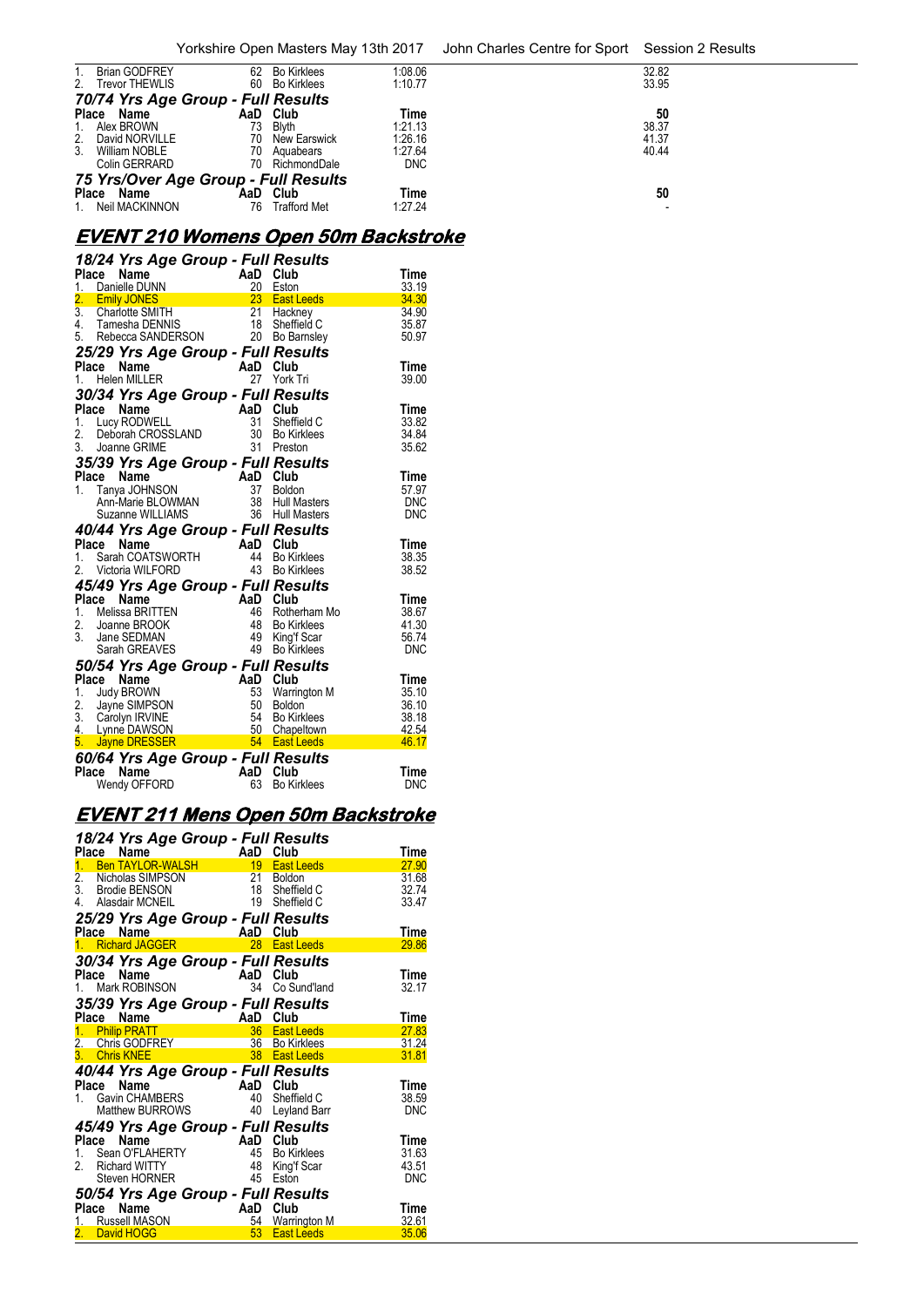| Place | Name | AaD | Club | Time | 50 |
|---|---|---|---|---|---|
| 1. | Brian GODFREY | 62 | Bo Kirklees | 1:08.06 | 32.82 |
| 2. | Trevor THEWLIS | 60 | Bo Kirklees | 1:10.77 | 33.95 |

### 70/74 Yrs Age Group - Full Results

| Place | Name | AaD | Club | Time | 50 |
|---|---|---|---|---|---|
| 1. | Alex BROWN | 73 | Blyth | 1:21.13 | 38.37 |
| 2. | David NORVILLE | 70 | New Earswick | 1:26.16 | 41.37 |
| 3. | William NOBLE | 70 | Aquabears | 1:27.64 | 40.44 |
| | Colin GERRARD | 70 | RichmondDale | DNC | |

### 75 Yrs/Over Age Group - Full Results

| Place | Name | AaD | Club | Time | 50 |
|---|---|---|---|---|---|
| 1. | Neil MACKINNON | 76 | Trafford Met | 1:27.24 | - |

## EVENT 210 Womens Open 50m Backstroke

### 18/24 Yrs Age Group - Full Results

| Place | Name | AaD | Club | Time |
|---|---|---|---|---|
| 1. | Danielle DUNN | 20 | Eston | 33.19 |
| 2. | Emily JONES | 23 | East Leeds | 34.30 |
| 3. | Charlotte SMITH | 21 | Hackney | 34.90 |
| 4. | Tamesha DENNIS | 18 | Sheffield C | 35.87 |
| 5. | Rebecca SANDERSON | 20 | Bo Barnsley | 50.97 |

### 25/29 Yrs Age Group - Full Results

| Place | Name | AaD | Club | Time |
|---|---|---|---|---|
| 1. | Helen MILLER | 27 | York Tri | 39.00 |

### 30/34 Yrs Age Group - Full Results

| Place | Name | AaD | Club | Time |
|---|---|---|---|---|
| 1. | Lucy RODWELL | 31 | Sheffield C | 33.82 |
| 2. | Deborah CROSSLAND | 30 | Bo Kirklees | 34.84 |
| 3. | Joanne GRIME | 31 | Preston | 35.62 |

### 35/39 Yrs Age Group - Full Results

| Place | Name | AaD | Club | Time |
|---|---|---|---|---|
| 1. | Tanya JOHNSON | 37 | Boldon | 57.97 |
| | Ann-Marie BLOWMAN | 38 | Hull Masters | DNC |
| | Suzanne WILLIAMS | 36 | Hull Masters | DNC |

### 40/44 Yrs Age Group - Full Results

| Place | Name | AaD | Club | Time |
|---|---|---|---|---|
| 1. | Sarah COATSWORTH | 44 | Bo Kirklees | 38.35 |
| 2. | Victoria WILFORD | 43 | Bo Kirklees | 38.52 |

### 45/49 Yrs Age Group - Full Results

| Place | Name | AaD | Club | Time |
|---|---|---|---|---|
| 1. | Melissa BRITTEN | 46 | Rotherham Mo | 38.67 |
| 2. | Joanne BROOK | 48 | Bo Kirklees | 41.30 |
| 3. | Jane SEDMAN | 49 | King'f Scar | 56.74 |
| | Sarah GREAVES | 49 | Bo Kirklees | DNC |

### 50/54 Yrs Age Group - Full Results

| Place | Name | AaD | Club | Time |
|---|---|---|---|---|
| 1. | Judy BROWN | 53 | Warrington M | 35.10 |
| 2. | Jayne SIMPSON | 50 | Boldon | 36.10 |
| 3. | Carolyn IRVINE | 54 | Bo Kirklees | 38.18 |
| 4. | Lynne DAWSON | 50 | Chapeltown | 42.54 |
| 5. | Jayne DRESSER | 54 | East Leeds | 46.17 |

### 60/64 Yrs Age Group - Full Results

| Place | Name | AaD | Club | Time |
|---|---|---|---|---|
| | Wendy OFFORD | 63 | Bo Kirklees | DNC |

## EVENT 211 Mens Open 50m Backstroke

### 18/24 Yrs Age Group - Full Results

| Place | Name | AaD | Club | Time |
|---|---|---|---|---|
| 1. | Ben TAYLOR-WALSH | 19 | East Leeds | 27.90 |
| 2. | Nicholas SIMPSON | 21 | Boldon | 31.68 |
| 3. | Brodie BENSON | 18 | Sheffield C | 32.74 |
| 4. | Alasdair MCNEIL | 19 | Sheffield C | 33.47 |

### 25/29 Yrs Age Group - Full Results

| Place | Name | AaD | Club | Time |
|---|---|---|---|---|
| 1. | Richard JAGGER | 28 | East Leeds | 29.86 |

### 30/34 Yrs Age Group - Full Results

| Place | Name | AaD | Club | Time |
|---|---|---|---|---|
| 1. | Mark ROBINSON | 34 | Co Sund'land | 32.17 |

### 35/39 Yrs Age Group - Full Results

| Place | Name | AaD | Club | Time |
|---|---|---|---|---|
| 1. | Philip PRATT | 36 | East Leeds | 27.83 |
| 2. | Chris GODFREY | 36 | Bo Kirklees | 31.24 |
| 3. | Chris KNEE | 38 | East Leeds | 31.81 |

### 40/44 Yrs Age Group - Full Results

| Place | Name | AaD | Club | Time |
|---|---|---|---|---|
| 1. | Gavin CHAMBERS | 40 | Sheffield C | 38.59 |
| | Matthew BURROWS | 40 | Leyland Barr | DNC |

### 45/49 Yrs Age Group - Full Results

| Place | Name | AaD | Club | Time |
|---|---|---|---|---|
| 1. | Sean O'FLAHERTY | 45 | Bo Kirklees | 31.63 |
| 2. | Richard WITTY | 48 | King'f Scar | 43.51 |
| | Steven HORNER | 45 | Eston | DNC |

### 50/54 Yrs Age Group - Full Results

| Place | Name | AaD | Club | Time |
|---|---|---|---|---|
| 1. | Russell MASON | 54 | Warrington M | 32.61 |
| 2. | David HOGG | 53 | East Leeds | 35.06 |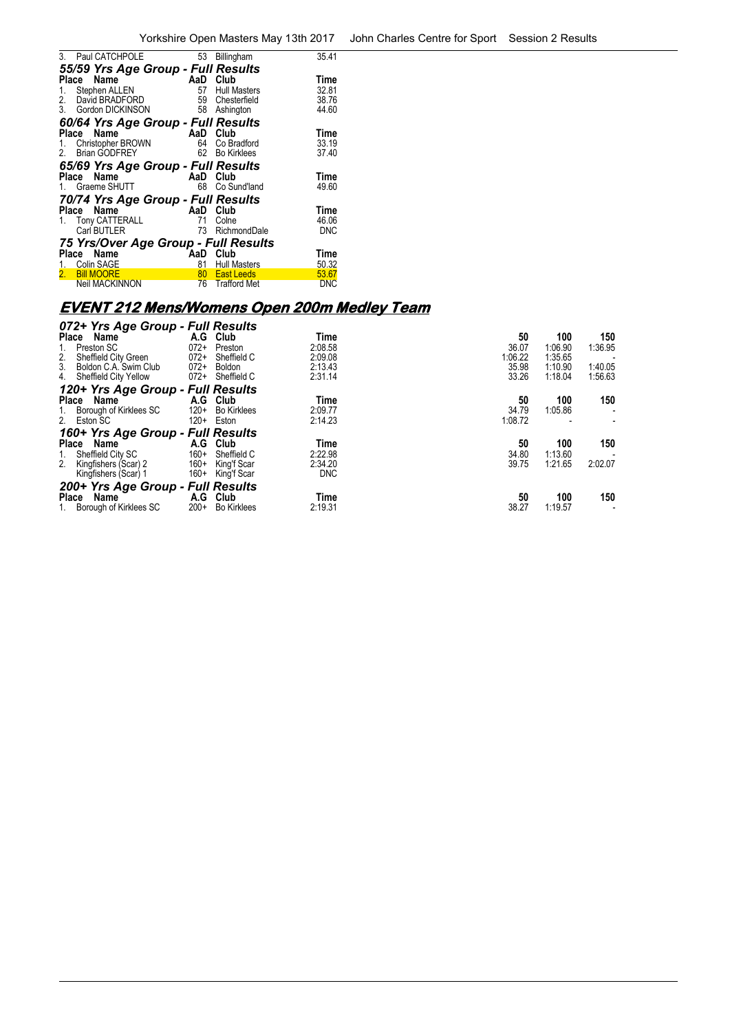| Place | Name | AaD | Club | Time |
|---|---|---|---|---|
| 3. | Paul CATCHPOLE | 53 | Billingham | 35.41 |

### 55/59 Yrs Age Group - Full Results

| Place | Name | AaD | Club | Time |
|---|---|---|---|---|
| 1. | Stephen ALLEN | 57 | Hull Masters | 32.81 |
| 2. | David BRADFORD | 59 | Chesterfield | 38.76 |
| 3. | Gordon DICKINSON | 58 | Ashington | 44.60 |

### 60/64 Yrs Age Group - Full Results

| Place | Name | AaD | Club | Time |
|---|---|---|---|---|
| 1. | Christopher BROWN | 64 | Co Bradford | 33.19 |
| 2. | Brian GODFREY | 62 | Bo Kirklees | 37.40 |

### 65/69 Yrs Age Group - Full Results

| Place | Name | AaD | Club | Time |
|---|---|---|---|---|
| 1. | Graeme SHUTT | 68 | Co Sund'land | 49.60 |

### 70/74 Yrs Age Group - Full Results

| Place | Name | AaD | Club | Time |
|---|---|---|---|---|
| 1. | Tony CATTERALL | 71 | Colne | 46.06 |
| | Carl BUTLER | 73 | RichmondDale | DNC |

### 75 Yrs/Over Age Group - Full Results

| Place | Name | AaD | Club | Time |
|---|---|---|---|---|
| 1. | Colin SAGE | 81 | Hull Masters | 50.32 |
| 2. | Bill MOORE | 80 | East Leeds | 53.67 |
| | Neil MACKINNON | 76 | Trafford Met | DNC |

## EVENT 212 Mens/Womens Open 200m Medley Team

### 072+ Yrs Age Group - Full Results

| Place | Name | A.G | Club | Time | 50 | 100 | 150 |
|---|---|---|---|---|---|---|---|
| 1. | Preston SC | 072+ | Preston | 2:08.58 | 36.07 | 1:06.90 | 1:36.95 |
| 2. | Sheffield City Green | 072+ | Sheffield C | 2:09.08 | 1:06.22 | 1:35.65 | - |
| 3. | Boldon C.A. Swim Club | 072+ | Boldon | 2:13.43 | 35.98 | 1:10.90 | 1:40.05 |
| 4. | Sheffield City Yellow | 072+ | Sheffield C | 2:31.14 | 33.26 | 1:18.04 | 1:56.63 |

### 120+ Yrs Age Group - Full Results

| Place | Name | A.G | Club | Time | 50 | 100 | 150 |
|---|---|---|---|---|---|---|---|
| 1. | Borough of Kirklees SC | 120+ | Bo Kirklees | 2:09.77 | 34.79 | 1:05.86 | - |
| 2. | Eston SC | 120+ | Eston | 2:14.23 | 1:08.72 | - | - |

### 160+ Yrs Age Group - Full Results

| Place | Name | A.G | Club | Time | 50 | 100 | 150 |
|---|---|---|---|---|---|---|---|
| 1. | Sheffield City SC | 160+ | Sheffield C | 2:22.98 | 34.80 | 1:13.60 | - |
| 2. | Kingfishers (Scar) 2 | 160+ | King'f Scar | 2:34.20 | 39.75 | 1:21.65 | 2:02.07 |
| | Kingfishers (Scar) 1 | 160+ | King'f Scar | DNC | | | |

### 200+ Yrs Age Group - Full Results

| Place | Name | A.G | Club | Time | 50 | 100 | 150 |
|---|---|---|---|---|---|---|---|
| 1. | Borough of Kirklees SC | 200+ | Bo Kirklees | 2:19.31 | 38.27 | 1:19.57 | - |